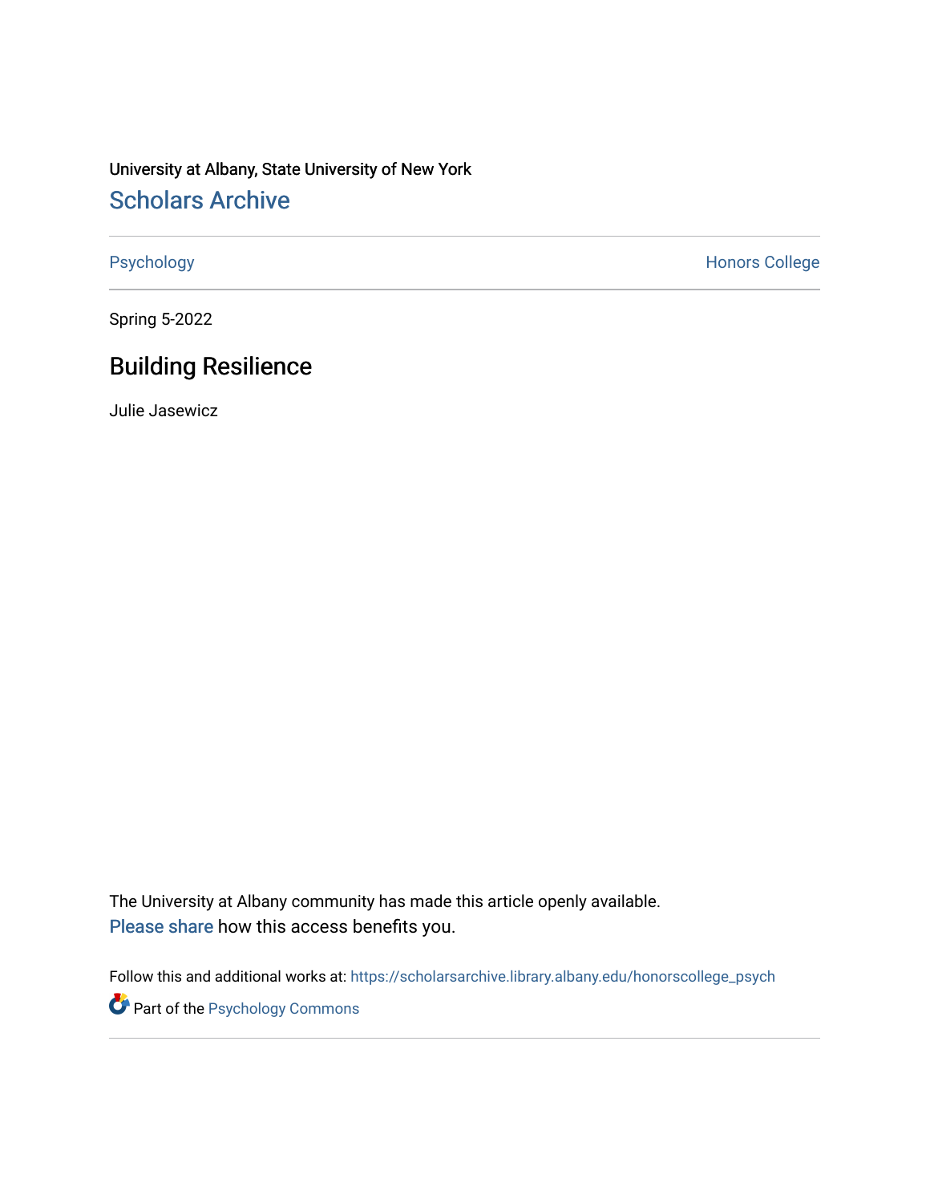University at Albany, State University of New York

# Scholars Archive

Psychology | Honors College

Spring 5-2022

## Building Resilience

Julie Jasewicz

The University at Albany community has made this article openly available.
Please share how this access benefits you.

Follow this and additional works at: https://scholarsarchive.library.albany.edu/honorscollege_psych

Part of the Psychology Commons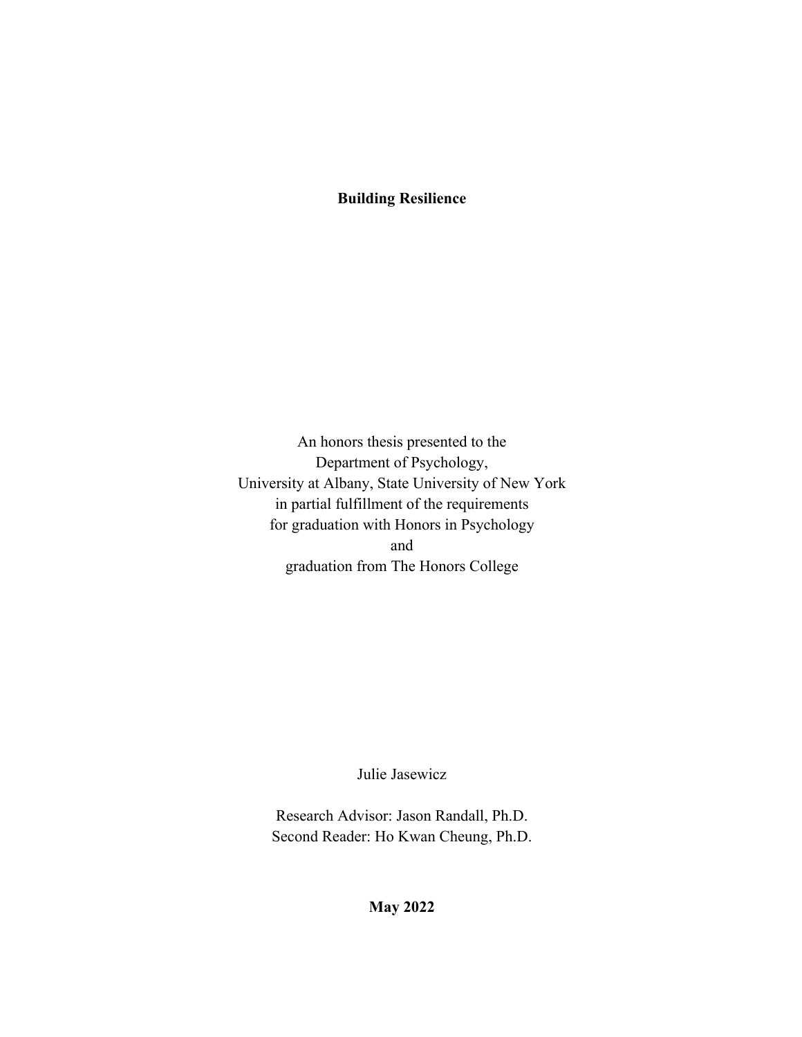**Building Resilience**

An honors thesis presented to the
Department of Psychology,
University at Albany, State University of New York
in partial fulfillment of the requirements
for graduation with Honors in Psychology
and
graduation from The Honors College

Julie Jasewicz

Research Advisor: Jason Randall, Ph.D.
Second Reader: Ho Kwan Cheung, Ph.D.

**May 2022**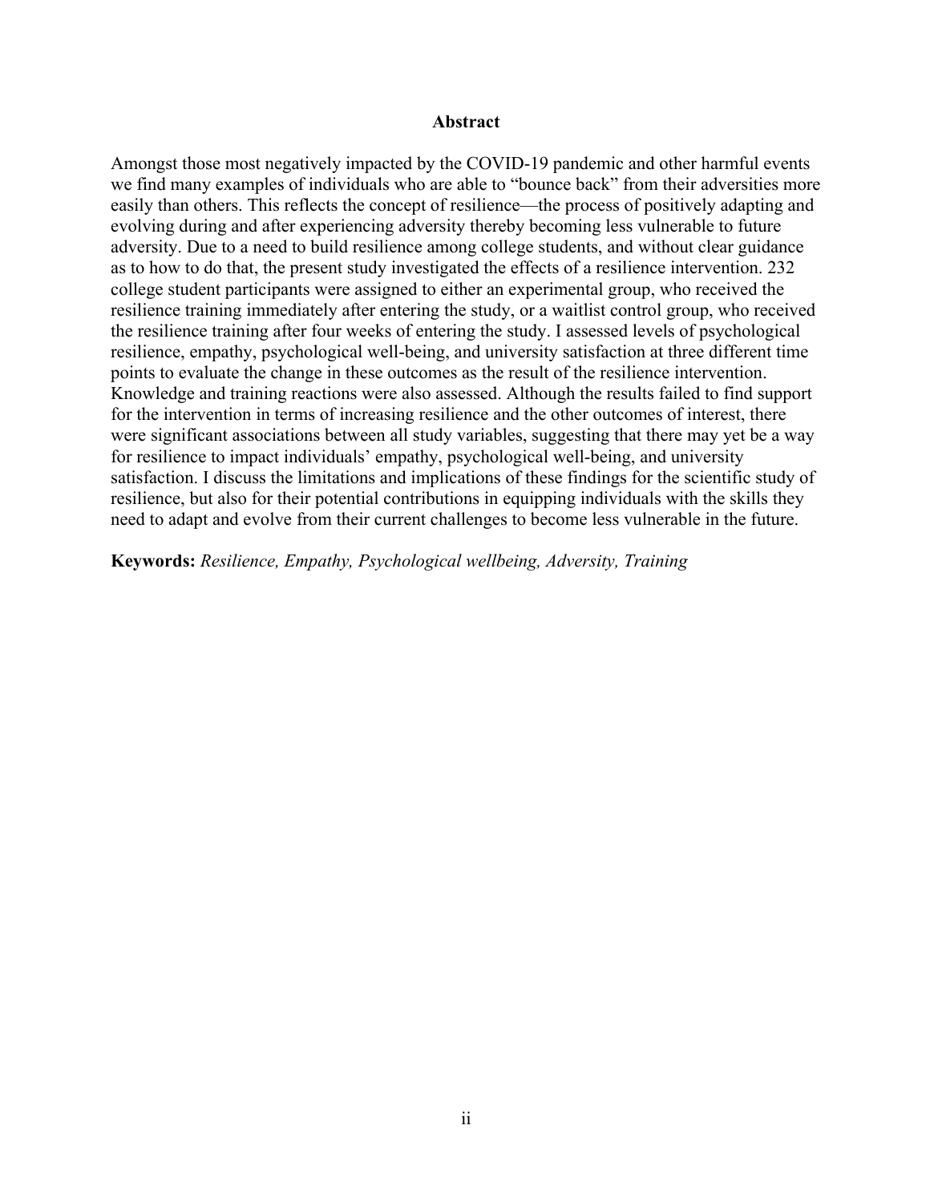## Abstract

Amongst those most negatively impacted by the COVID-19 pandemic and other harmful events we find many examples of individuals who are able to "bounce back" from their adversities more easily than others. This reflects the concept of resilience—the process of positively adapting and evolving during and after experiencing adversity thereby becoming less vulnerable to future adversity. Due to a need to build resilience among college students, and without clear guidance as to how to do that, the present study investigated the effects of a resilience intervention. 232 college student participants were assigned to either an experimental group, who received the resilience training immediately after entering the study, or a waitlist control group, who received the resilience training after four weeks of entering the study. I assessed levels of psychological resilience, empathy, psychological well-being, and university satisfaction at three different time points to evaluate the change in these outcomes as the result of the resilience intervention. Knowledge and training reactions were also assessed. Although the results failed to find support for the intervention in terms of increasing resilience and the other outcomes of interest, there were significant associations between all study variables, suggesting that there may yet be a way for resilience to impact individuals' empathy, psychological well-being, and university satisfaction. I discuss the limitations and implications of these findings for the scientific study of resilience, but also for their potential contributions in equipping individuals with the skills they need to adapt and evolve from their current challenges to become less vulnerable in the future.

**Keywords:** *Resilience, Empathy, Psychological wellbeing, Adversity, Training*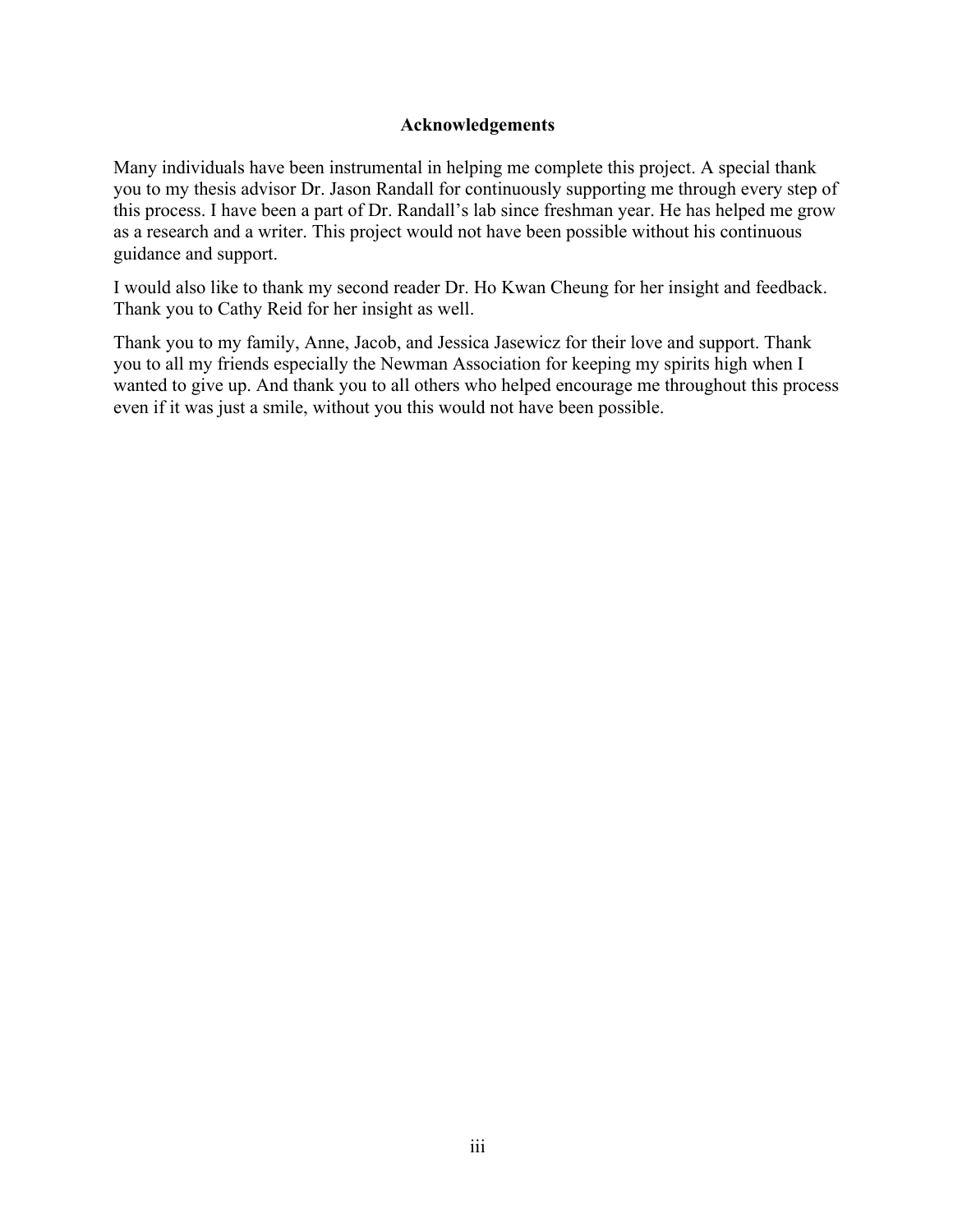## Acknowledgements

Many individuals have been instrumental in helping me complete this project. A special thank you to my thesis advisor Dr. Jason Randall for continuously supporting me through every step of this process. I have been a part of Dr. Randall's lab since freshman year. He has helped me grow as a research and a writer. This project would not have been possible without his continuous guidance and support.

I would also like to thank my second reader Dr. Ho Kwan Cheung for her insight and feedback. Thank you to Cathy Reid for her insight as well.

Thank you to my family, Anne, Jacob, and Jessica Jasewicz for their love and support. Thank you to all my friends especially the Newman Association for keeping my spirits high when I wanted to give up. And thank you to all others who helped encourage me throughout this process even if it was just a smile, without you this would not have been possible.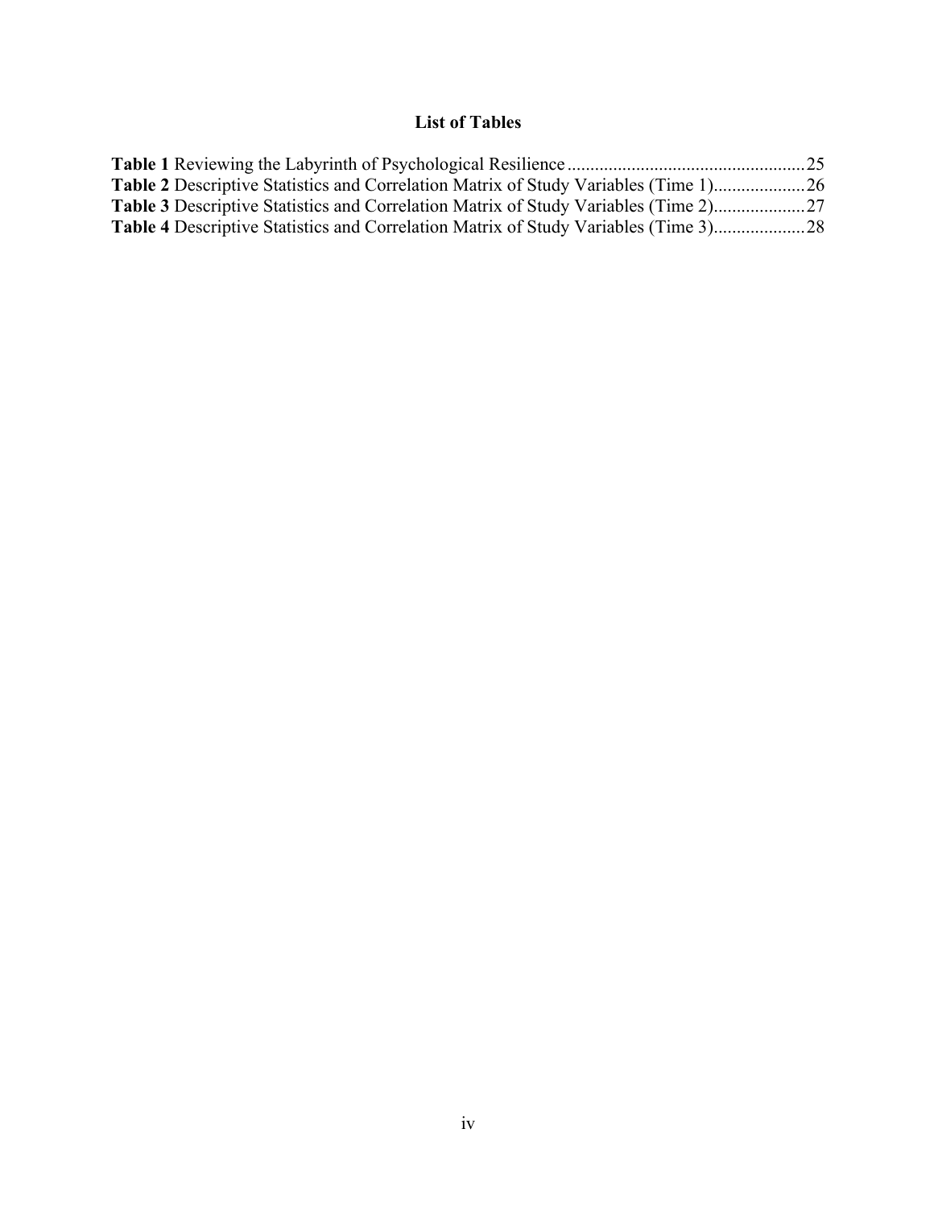# List of Tables

**Table 1** Reviewing the Labyrinth of Psychological Resilience ....................................................25
**Table 2** Descriptive Statistics and Correlation Matrix of Study Variables (Time 1)....................26
**Table 3** Descriptive Statistics and Correlation Matrix of Study Variables (Time 2)....................27
**Table 4** Descriptive Statistics and Correlation Matrix of Study Variables (Time 3)....................28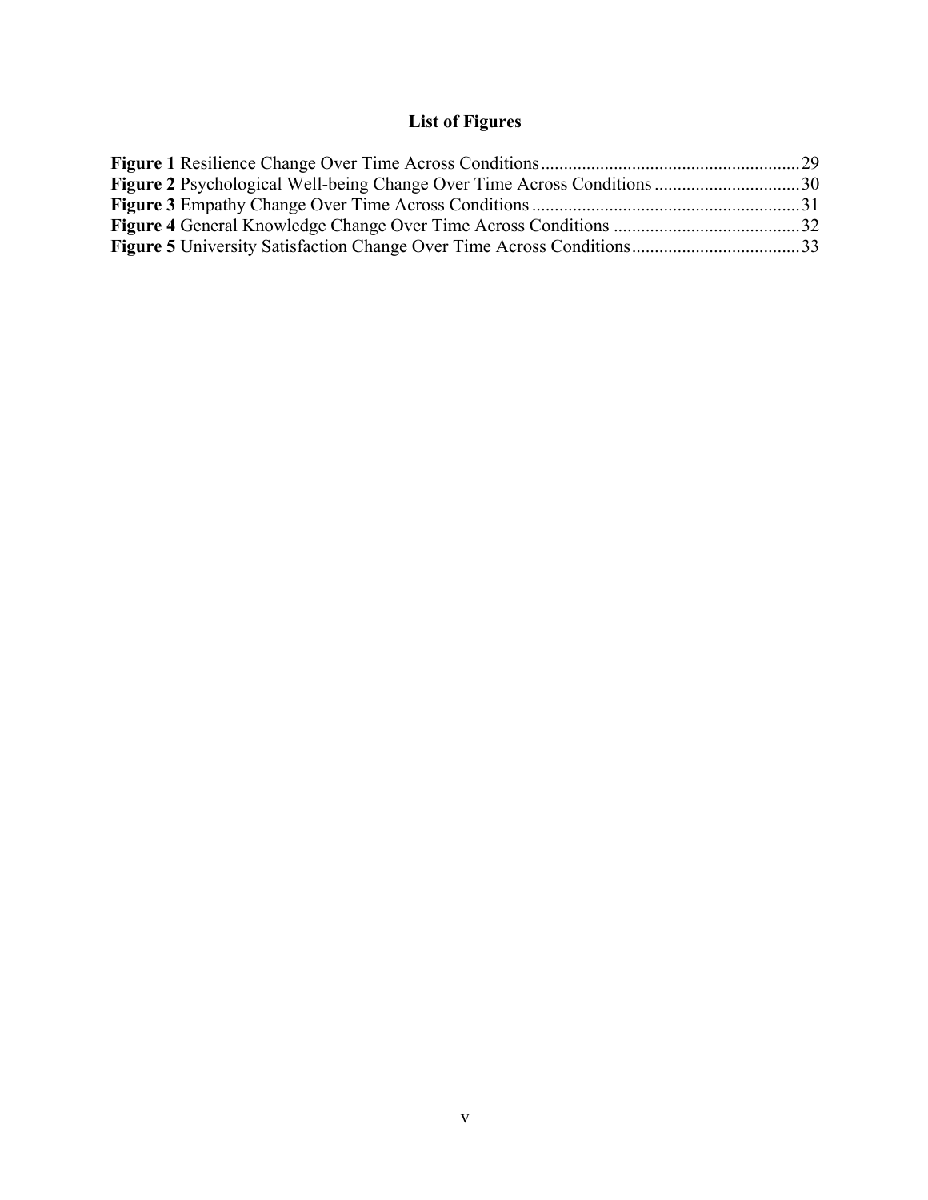# List of Figures

**Figure 1** Resilience Change Over Time Across Conditions........................................................29
**Figure 2** Psychological Well-being Change Over Time Across Conditions ...............................30
**Figure 3** Empathy Change Over Time Across Conditions ..........................................................31
**Figure 4** General Knowledge Change Over Time Across Conditions ........................................32
**Figure 5** University Satisfaction Change Over Time Across Conditions....................................33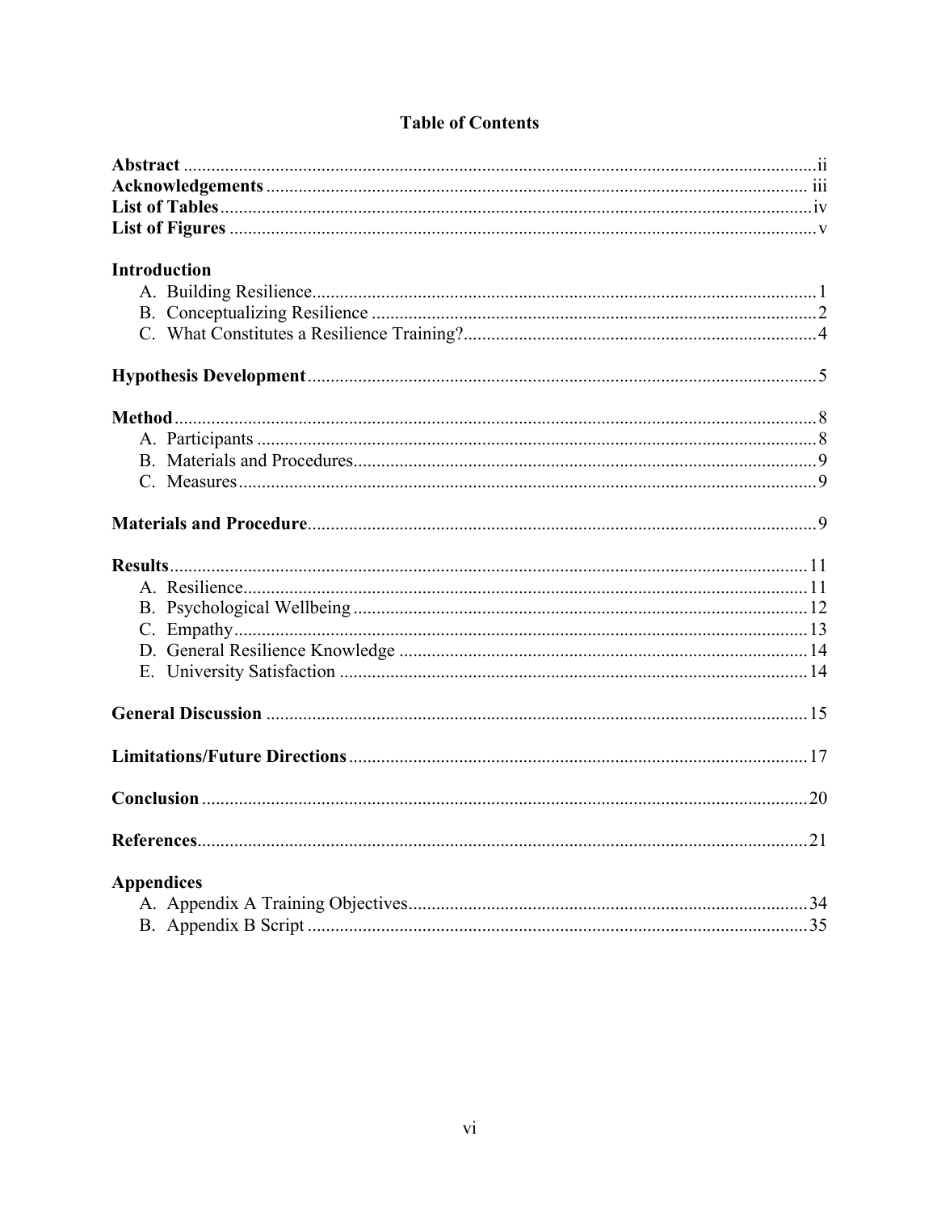# Table of Contents

**Abstract** ii
**Acknowledgements** iii
**List of Tables** iv
**List of Figures** v

**Introduction**

A. Building Resilience 1
B. Conceptualizing Resilience 2
C. What Constitutes a Resilience Training? 4

**Hypothesis Development** 5

**Method** 8

A. Participants 8
B. Materials and Procedures 9
C. Measures 9

**Materials and Procedure** 9

**Results** 11

A. Resilience 11
B. Psychological Wellbeing 12
C. Empathy 13
D. General Resilience Knowledge 14
E. University Satisfaction 14

**General Discussion** 15

**Limitations/Future Directions** 17

**Conclusion** 20

**References** 21

**Appendices**

A. Appendix A Training Objectives 34
B. Appendix B Script 35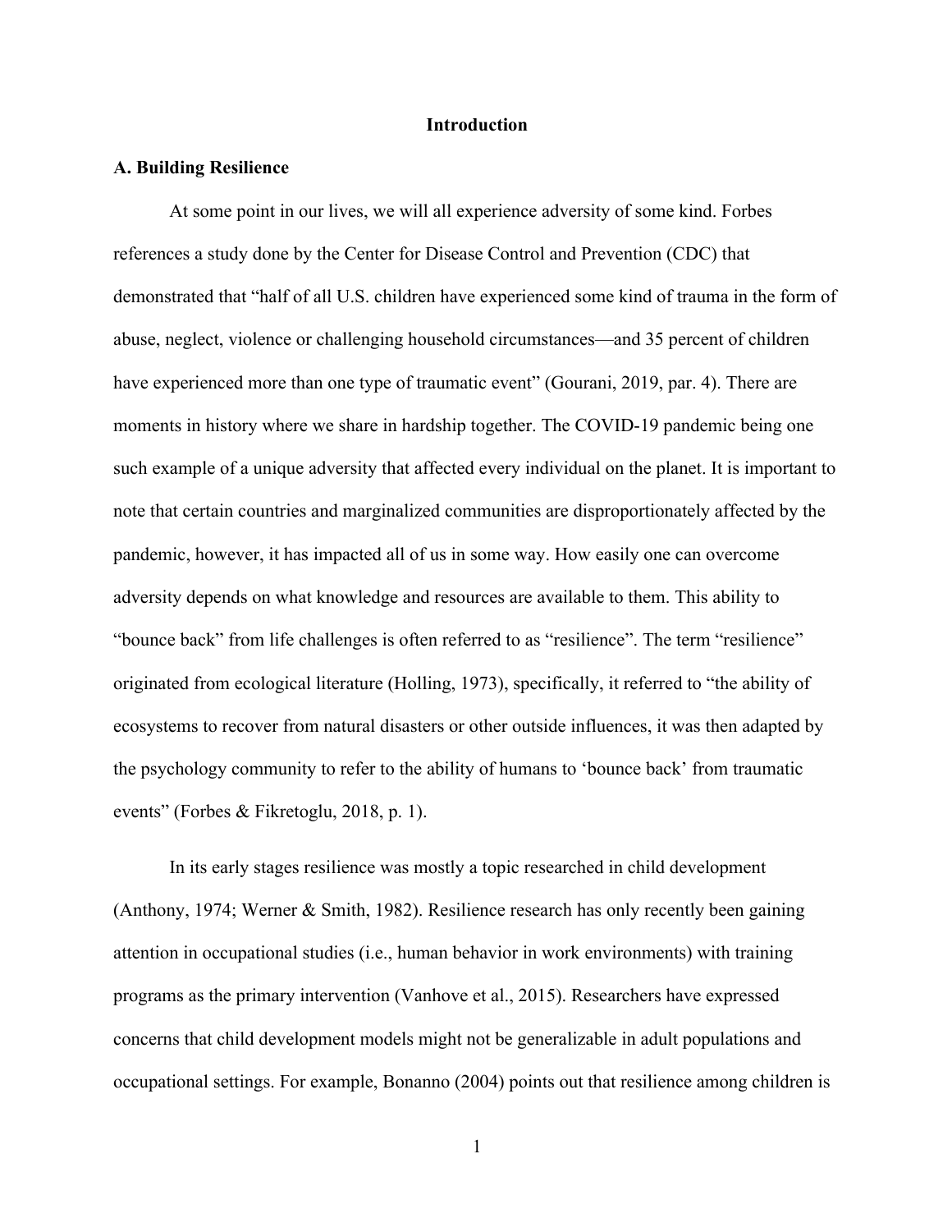# Introduction

## A. Building Resilience

At some point in our lives, we will all experience adversity of some kind. Forbes references a study done by the Center for Disease Control and Prevention (CDC) that demonstrated that "half of all U.S. children have experienced some kind of trauma in the form of abuse, neglect, violence or challenging household circumstances—and 35 percent of children have experienced more than one type of traumatic event" (Gourani, 2019, par. 4). There are moments in history where we share in hardship together. The COVID-19 pandemic being one such example of a unique adversity that affected every individual on the planet. It is important to note that certain countries and marginalized communities are disproportionately affected by the pandemic, however, it has impacted all of us in some way. How easily one can overcome adversity depends on what knowledge and resources are available to them. This ability to "bounce back" from life challenges is often referred to as "resilience". The term "resilience" originated from ecological literature (Holling, 1973), specifically, it referred to "the ability of ecosystems to recover from natural disasters or other outside influences, it was then adapted by the psychology community to refer to the ability of humans to 'bounce back' from traumatic events" (Forbes & Fikretoglu, 2018, p. 1).

In its early stages resilience was mostly a topic researched in child development (Anthony, 1974; Werner & Smith, 1982). Resilience research has only recently been gaining attention in occupational studies (i.e., human behavior in work environments) with training programs as the primary intervention (Vanhove et al., 2015). Researchers have expressed concerns that child development models might not be generalizable in adult populations and occupational settings. For example, Bonanno (2004) points out that resilience among children is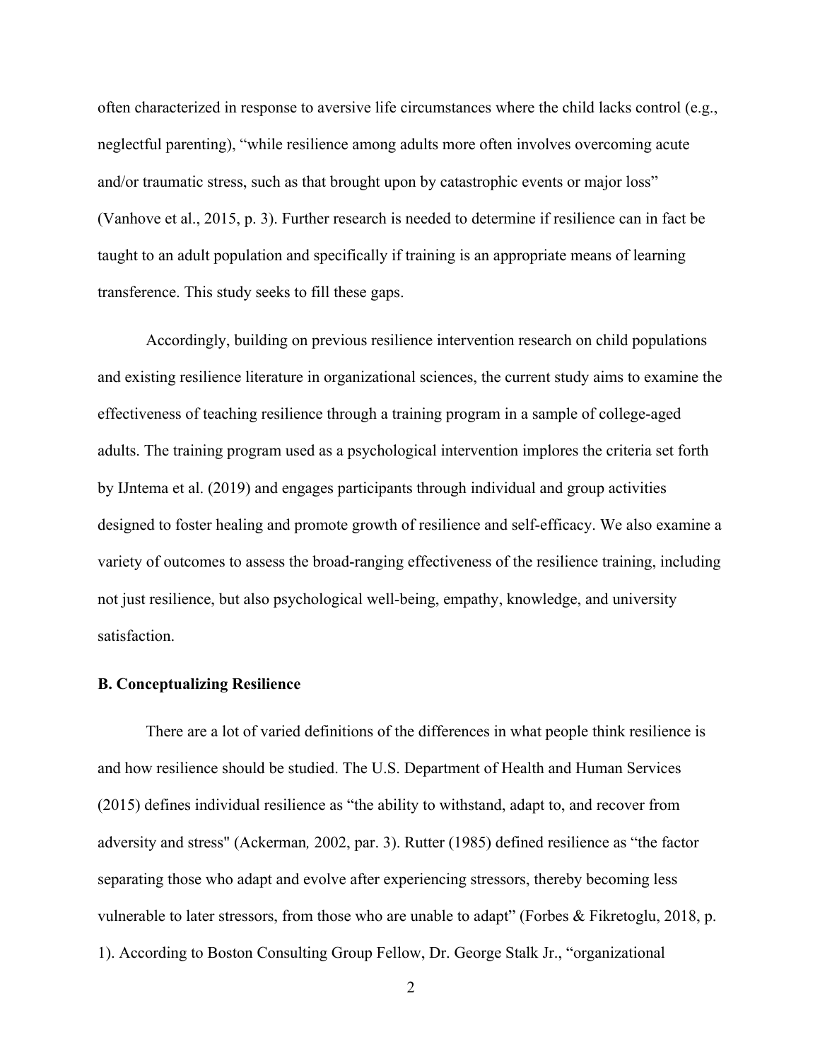often characterized in response to aversive life circumstances where the child lacks control (e.g., neglectful parenting), “while resilience among adults more often involves overcoming acute and/or traumatic stress, such as that brought upon by catastrophic events or major loss” (Vanhove et al., 2015, p. 3). Further research is needed to determine if resilience can in fact be taught to an adult population and specifically if training is an appropriate means of learning transference. This study seeks to fill these gaps.

Accordingly, building on previous resilience intervention research on child populations and existing resilience literature in organizational sciences, the current study aims to examine the effectiveness of teaching resilience through a training program in a sample of college-aged adults. The training program used as a psychological intervention implores the criteria set forth by IJntema et al. (2019) and engages participants through individual and group activities designed to foster healing and promote growth of resilience and self-efficacy. We also examine a variety of outcomes to assess the broad-ranging effectiveness of the resilience training, including not just resilience, but also psychological well-being, empathy, knowledge, and university satisfaction.

**B. Conceptualizing Resilience**

There are a lot of varied definitions of the differences in what people think resilience is and how resilience should be studied. The U.S. Department of Health and Human Services (2015) defines individual resilience as “the ability to withstand, adapt to, and recover from adversity and stress" (Ackerman*,* 2002, par. 3). Rutter (1985) defined resilience as “the factor separating those who adapt and evolve after experiencing stressors, thereby becoming less vulnerable to later stressors, from those who are unable to adapt” (Forbes & Fikretoglu, 2018, p. 1). According to Boston Consulting Group Fellow, Dr. George Stalk Jr., “organizational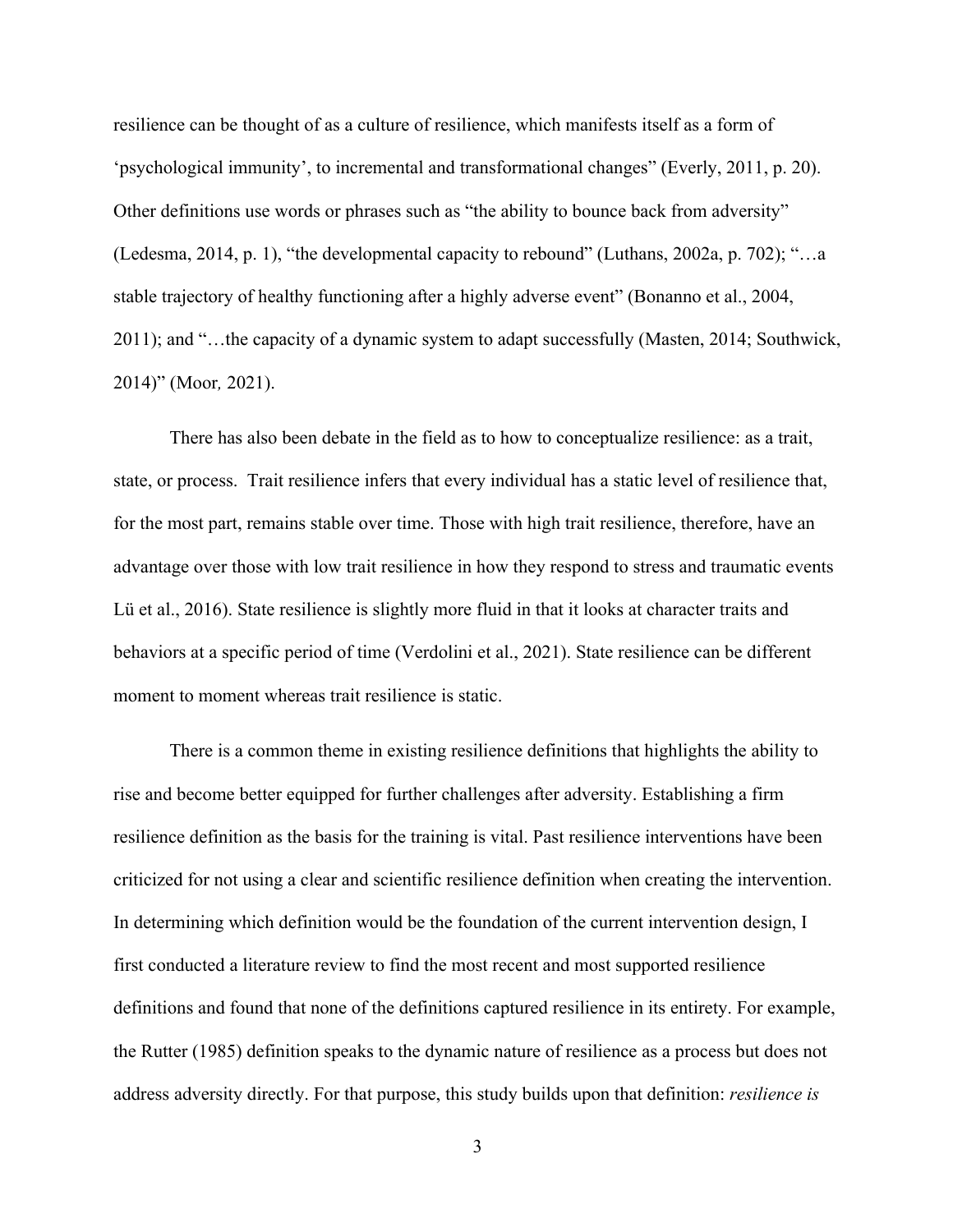resilience can be thought of as a culture of resilience, which manifests itself as a form of 'psychological immunity', to incremental and transformational changes" (Everly, 2011, p. 20). Other definitions use words or phrases such as "the ability to bounce back from adversity" (Ledesma, 2014, p. 1), "the developmental capacity to rebound" (Luthans, 2002a, p. 702); "…a stable trajectory of healthy functioning after a highly adverse event" (Bonanno et al., 2004, 2011); and "…the capacity of a dynamic system to adapt successfully (Masten, 2014; Southwick, 2014)" (Moor*,* 2021).

There has also been debate in the field as to how to conceptualize resilience: as a trait, state, or process. Trait resilience infers that every individual has a static level of resilience that, for the most part, remains stable over time. Those with high trait resilience, therefore, have an advantage over those with low trait resilience in how they respond to stress and traumatic events Lü et al., 2016). State resilience is slightly more fluid in that it looks at character traits and behaviors at a specific period of time (Verdolini et al., 2021). State resilience can be different moment to moment whereas trait resilience is static.

There is a common theme in existing resilience definitions that highlights the ability to rise and become better equipped for further challenges after adversity. Establishing a firm resilience definition as the basis for the training is vital. Past resilience interventions have been criticized for not using a clear and scientific resilience definition when creating the intervention. In determining which definition would be the foundation of the current intervention design, I first conducted a literature review to find the most recent and most supported resilience definitions and found that none of the definitions captured resilience in its entirety. For example, the Rutter (1985) definition speaks to the dynamic nature of resilience as a process but does not address adversity directly. For that purpose, this study builds upon that definition: *resilience is*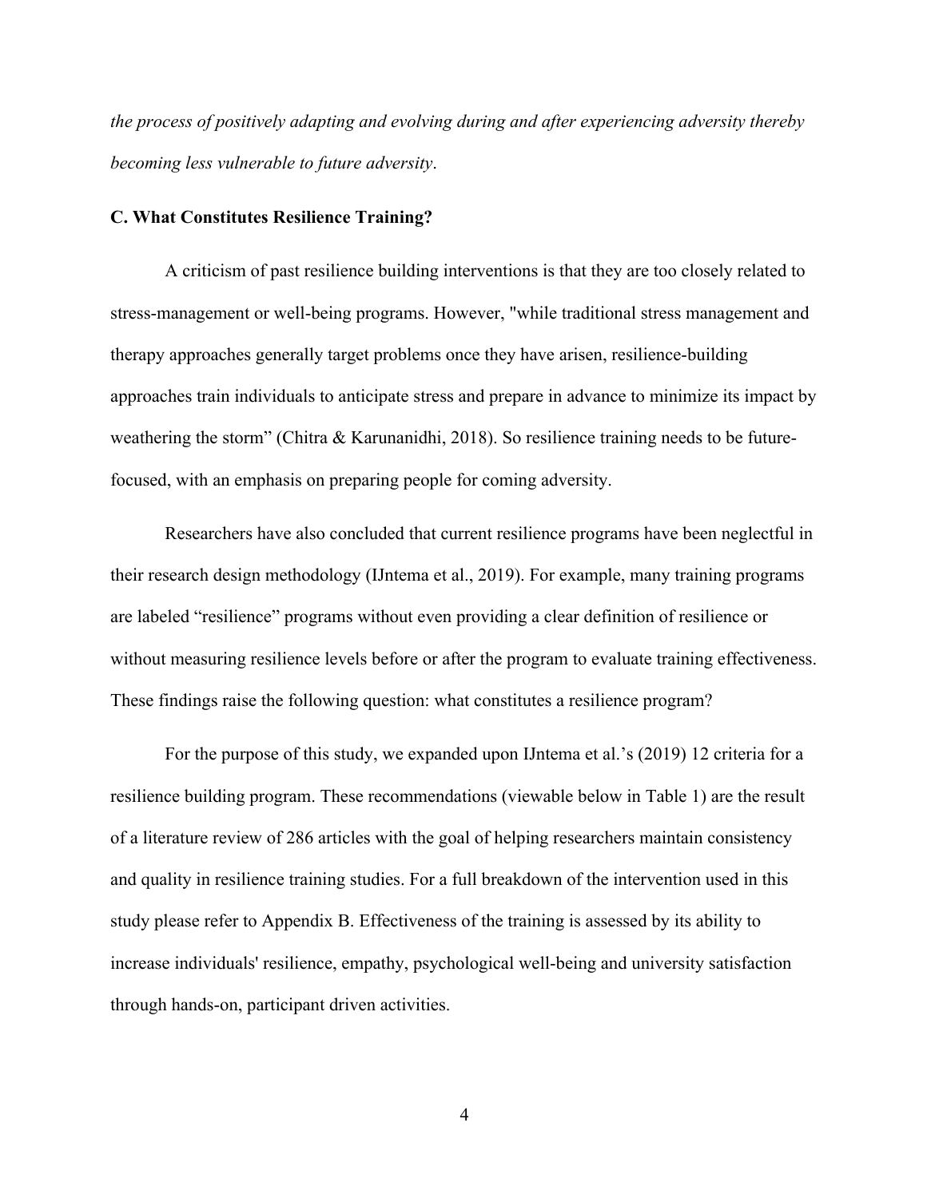*the process of positively adapting and evolving during and after experiencing adversity thereby becoming less vulnerable to future adversity*.

### C. What Constitutes Resilience Training?

A criticism of past resilience building interventions is that they are too closely related to stress-management or well-being programs. However, "while traditional stress management and therapy approaches generally target problems once they have arisen, resilience-building approaches train individuals to anticipate stress and prepare in advance to minimize its impact by weathering the storm" (Chitra & Karunanidhi, 2018). So resilience training needs to be future-focused, with an emphasis on preparing people for coming adversity.

Researchers have also concluded that current resilience programs have been neglectful in their research design methodology (IJntema et al., 2019). For example, many training programs are labeled "resilience" programs without even providing a clear definition of resilience or without measuring resilience levels before or after the program to evaluate training effectiveness. These findings raise the following question: what constitutes a resilience program?

For the purpose of this study, we expanded upon IJntema et al.'s (2019) 12 criteria for a resilience building program. These recommendations (viewable below in Table 1) are the result of a literature review of 286 articles with the goal of helping researchers maintain consistency and quality in resilience training studies. For a full breakdown of the intervention used in this study please refer to Appendix B. Effectiveness of the training is assessed by its ability to increase individuals' resilience, empathy, psychological well-being and university satisfaction through hands-on, participant driven activities.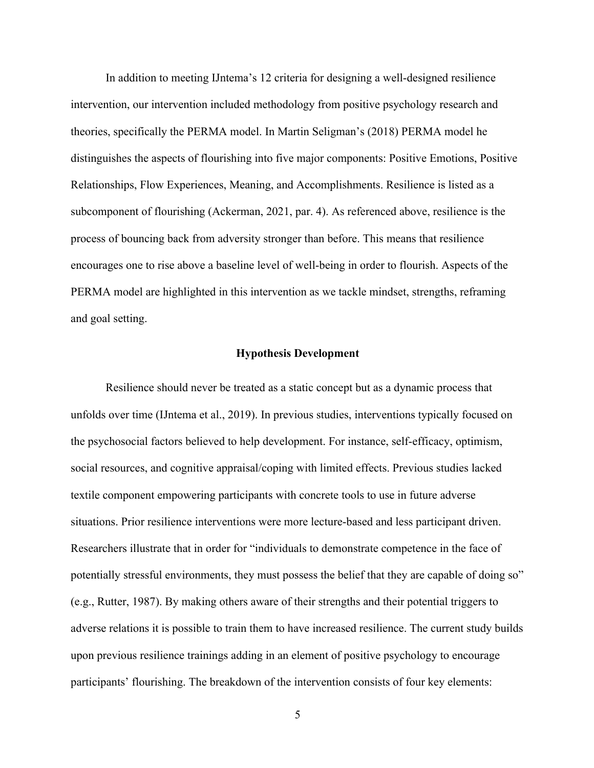In addition to meeting IJntema's 12 criteria for designing a well-designed resilience intervention, our intervention included methodology from positive psychology research and theories, specifically the PERMA model. In Martin Seligman's (2018) PERMA model he distinguishes the aspects of flourishing into five major components: Positive Emotions, Positive Relationships, Flow Experiences, Meaning, and Accomplishments. Resilience is listed as a subcomponent of flourishing (Ackerman, 2021, par. 4). As referenced above, resilience is the process of bouncing back from adversity stronger than before. This means that resilience encourages one to rise above a baseline level of well-being in order to flourish. Aspects of the PERMA model are highlighted in this intervention as we tackle mindset, strengths, reframing and goal setting.

## Hypothesis Development

Resilience should never be treated as a static concept but as a dynamic process that unfolds over time (IJntema et al., 2019). In previous studies, interventions typically focused on the psychosocial factors believed to help development. For instance, self-efficacy, optimism, social resources, and cognitive appraisal/coping with limited effects. Previous studies lacked textile component empowering participants with concrete tools to use in future adverse situations. Prior resilience interventions were more lecture-based and less participant driven. Researchers illustrate that in order for "individuals to demonstrate competence in the face of potentially stressful environments, they must possess the belief that they are capable of doing so" (e.g., Rutter, 1987). By making others aware of their strengths and their potential triggers to adverse relations it is possible to train them to have increased resilience. The current study builds upon previous resilience trainings adding in an element of positive psychology to encourage participants' flourishing. The breakdown of the intervention consists of four key elements: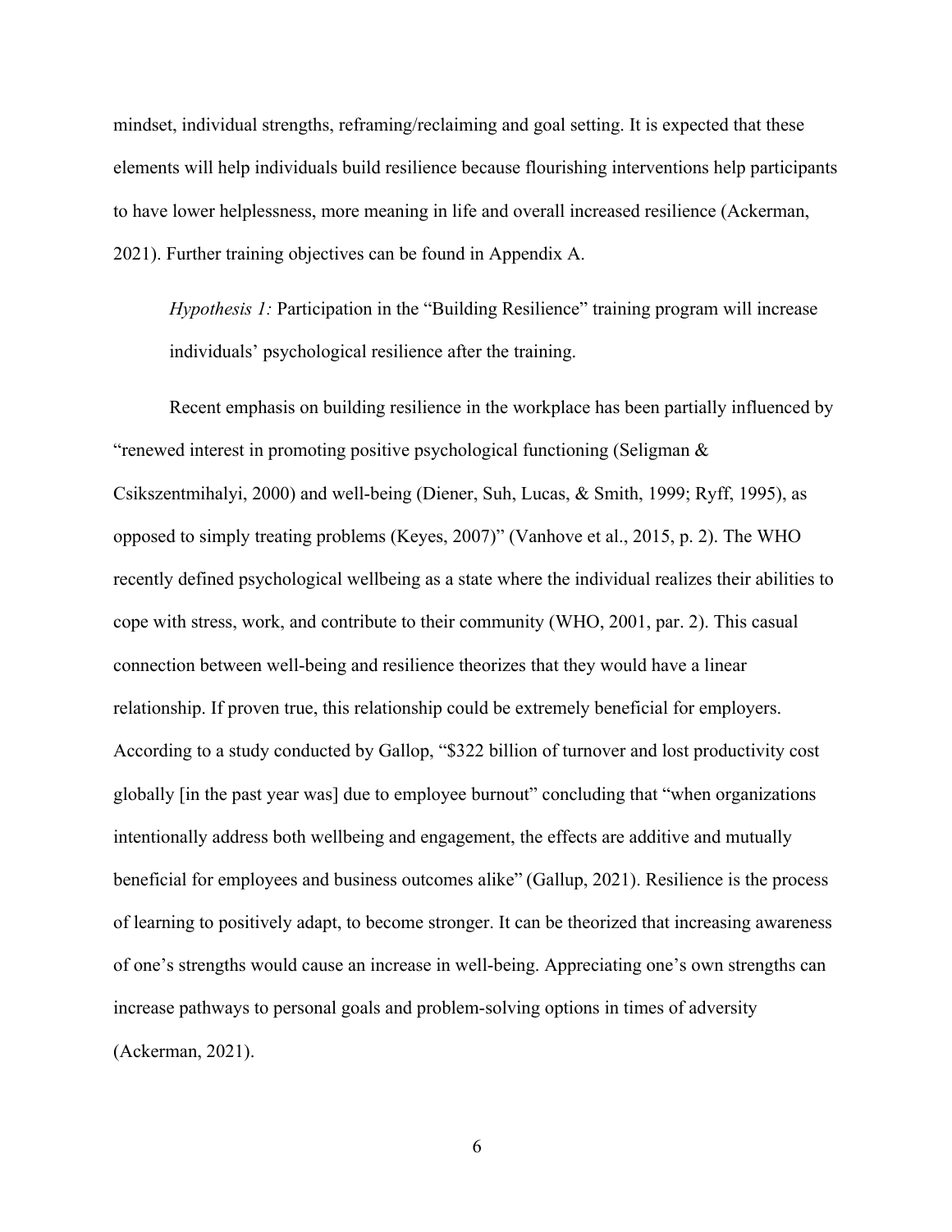mindset, individual strengths, reframing/reclaiming and goal setting. It is expected that these elements will help individuals build resilience because flourishing interventions help participants to have lower helplessness, more meaning in life and overall increased resilience (Ackerman, 2021). Further training objectives can be found in Appendix A.

> *Hypothesis 1:* Participation in the "Building Resilience" training program will increase individuals' psychological resilience after the training.

Recent emphasis on building resilience in the workplace has been partially influenced by "renewed interest in promoting positive psychological functioning (Seligman & Csikszentmihalyi, 2000) and well-being (Diener, Suh, Lucas, & Smith, 1999; Ryff, 1995), as opposed to simply treating problems (Keyes, 2007)" (Vanhove et al., 2015, p. 2). The WHO recently defined psychological wellbeing as a state where the individual realizes their abilities to cope with stress, work, and contribute to their community (WHO, 2001, par. 2). This casual connection between well-being and resilience theorizes that they would have a linear relationship. If proven true, this relationship could be extremely beneficial for employers. According to a study conducted by Gallop, "$322 billion of turnover and lost productivity cost globally [in the past year was] due to employee burnout" concluding that "when organizations intentionally address both wellbeing and engagement, the effects are additive and mutually beneficial for employees and business outcomes alike" (Gallup, 2021). Resilience is the process of learning to positively adapt, to become stronger. It can be theorized that increasing awareness of one's strengths would cause an increase in well-being. Appreciating one's own strengths can increase pathways to personal goals and problem-solving options in times of adversity (Ackerman, 2021).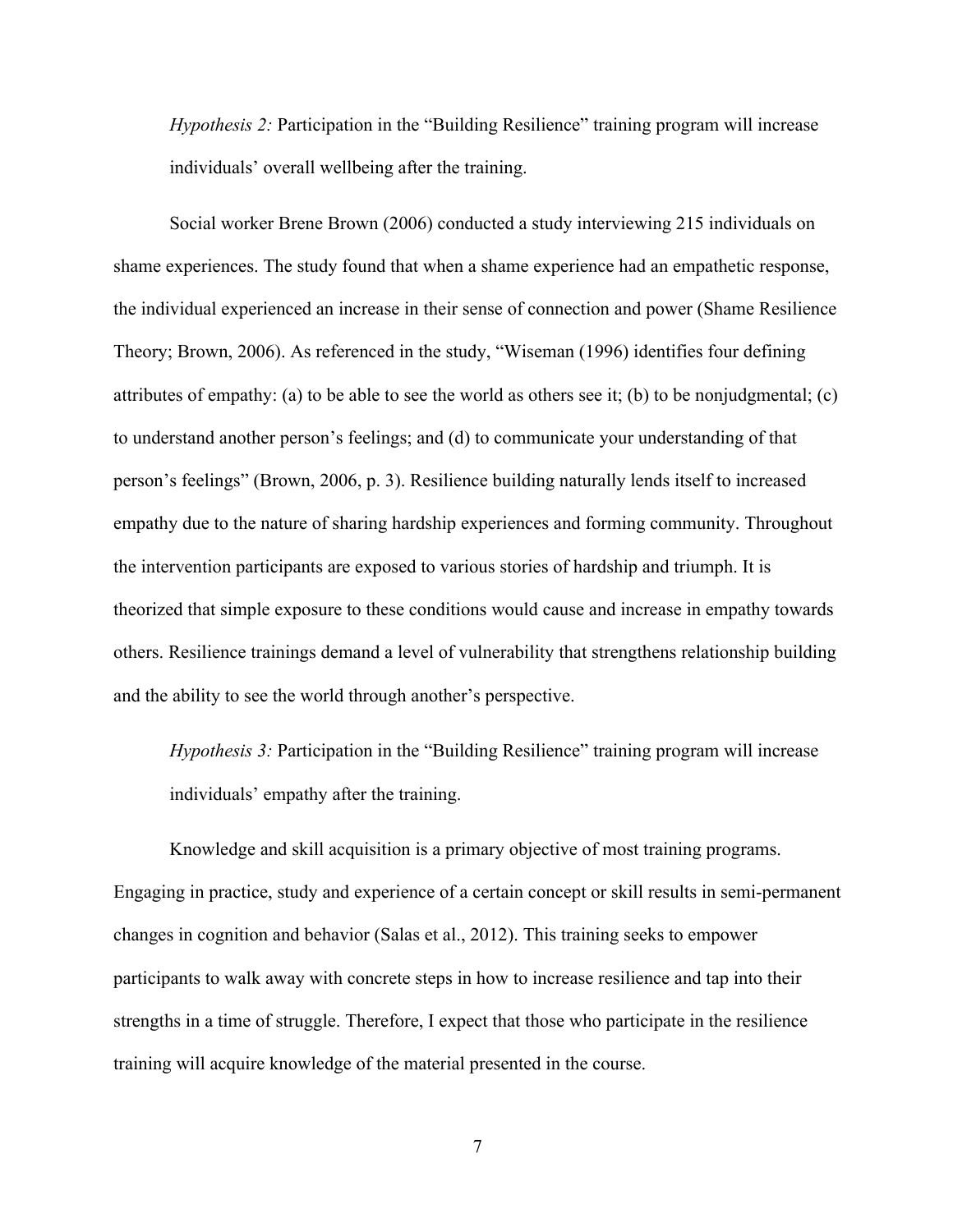*Hypothesis 2:* Participation in the "Building Resilience" training program will increase individuals' overall wellbeing after the training.

Social worker Brene Brown (2006) conducted a study interviewing 215 individuals on shame experiences. The study found that when a shame experience had an empathetic response, the individual experienced an increase in their sense of connection and power (Shame Resilience Theory; Brown, 2006). As referenced in the study, "Wiseman (1996) identifies four defining attributes of empathy: (a) to be able to see the world as others see it; (b) to be nonjudgmental; (c) to understand another person's feelings; and (d) to communicate your understanding of that person's feelings" (Brown, 2006, p. 3). Resilience building naturally lends itself to increased empathy due to the nature of sharing hardship experiences and forming community. Throughout the intervention participants are exposed to various stories of hardship and triumph. It is theorized that simple exposure to these conditions would cause and increase in empathy towards others. Resilience trainings demand a level of vulnerability that strengthens relationship building and the ability to see the world through another's perspective.

*Hypothesis 3:* Participation in the "Building Resilience" training program will increase individuals' empathy after the training.

Knowledge and skill acquisition is a primary objective of most training programs. Engaging in practice, study and experience of a certain concept or skill results in semi-permanent changes in cognition and behavior (Salas et al., 2012). This training seeks to empower participants to walk away with concrete steps in how to increase resilience and tap into their strengths in a time of struggle. Therefore, I expect that those who participate in the resilience training will acquire knowledge of the material presented in the course.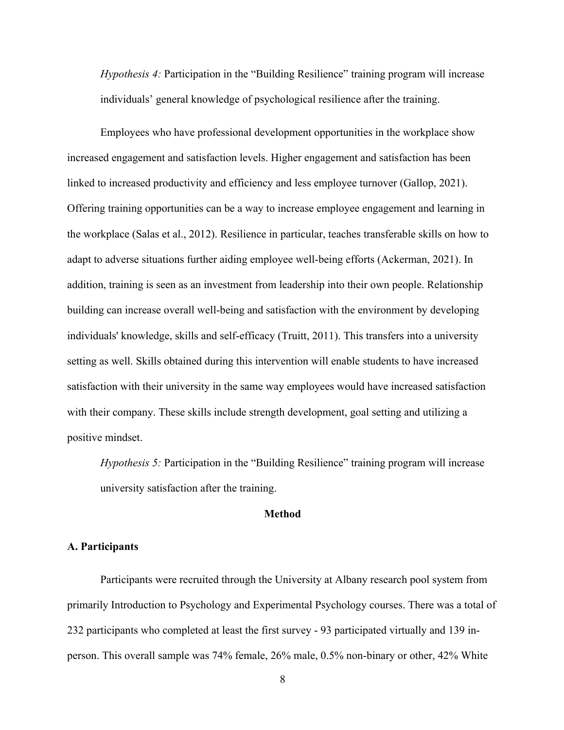*Hypothesis 4:* Participation in the "Building Resilience" training program will increase individuals' general knowledge of psychological resilience after the training.

Employees who have professional development opportunities in the workplace show increased engagement and satisfaction levels. Higher engagement and satisfaction has been linked to increased productivity and efficiency and less employee turnover (Gallop, 2021). Offering training opportunities can be a way to increase employee engagement and learning in the workplace (Salas et al., 2012). Resilience in particular, teaches transferable skills on how to adapt to adverse situations further aiding employee well-being efforts (Ackerman, 2021). In addition, training is seen as an investment from leadership into their own people. Relationship building can increase overall well-being and satisfaction with the environment by developing individuals' knowledge, skills and self-efficacy (Truitt, 2011). This transfers into a university setting as well. Skills obtained during this intervention will enable students to have increased satisfaction with their university in the same way employees would have increased satisfaction with their company. These skills include strength development, goal setting and utilizing a positive mindset.

*Hypothesis 5:* Participation in the "Building Resilience" training program will increase university satisfaction after the training.

## Method

### A. Participants

Participants were recruited through the University at Albany research pool system from primarily Introduction to Psychology and Experimental Psychology courses. There was a total of 232 participants who completed at least the first survey - 93 participated virtually and 139 in-person. This overall sample was 74% female, 26% male, 0.5% non-binary or other, 42% White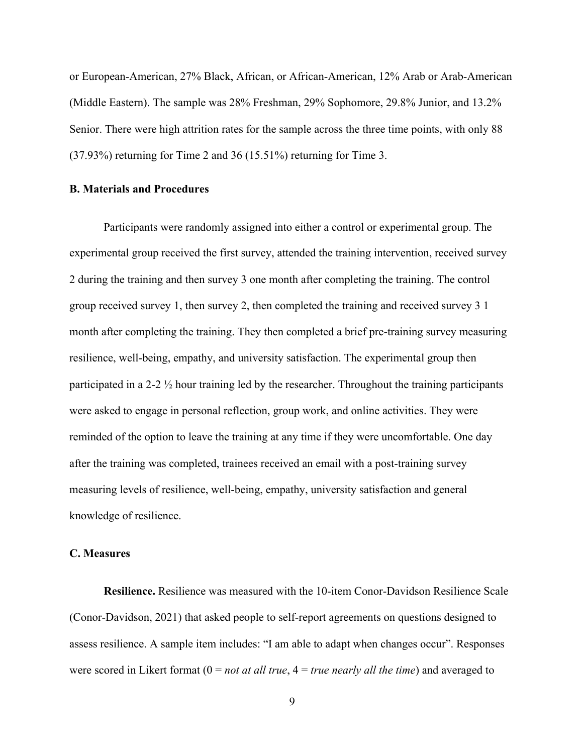or European-American, 27% Black, African, or African-American, 12% Arab or Arab-American (Middle Eastern). The sample was 28% Freshman, 29% Sophomore, 29.8% Junior, and 13.2% Senior. There were high attrition rates for the sample across the three time points, with only 88 (37.93%) returning for Time 2 and 36 (15.51%) returning for Time 3.

### B. Materials and Procedures

Participants were randomly assigned into either a control or experimental group. The experimental group received the first survey, attended the training intervention, received survey 2 during the training and then survey 3 one month after completing the training. The control group received survey 1, then survey 2, then completed the training and received survey 3 1 month after completing the training. They then completed a brief pre-training survey measuring resilience, well-being, empathy, and university satisfaction. The experimental group then participated in a 2-2 ½ hour training led by the researcher. Throughout the training participants were asked to engage in personal reflection, group work, and online activities. They were reminded of the option to leave the training at any time if they were uncomfortable. One day after the training was completed, trainees received an email with a post-training survey measuring levels of resilience, well-being, empathy, university satisfaction and general knowledge of resilience.

### C. Measures

**Resilience.** Resilience was measured with the 10-item Conor-Davidson Resilience Scale (Conor-Davidson, 2021) that asked people to self-report agreements on questions designed to assess resilience. A sample item includes: "I am able to adapt when changes occur". Responses were scored in Likert format (0 = *not at all true*, 4 = *true nearly all the time*) and averaged to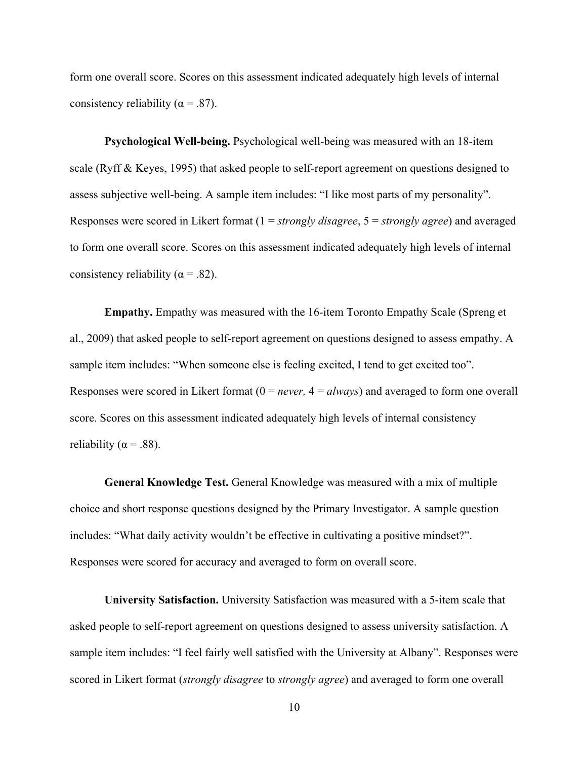form one overall score. Scores on this assessment indicated adequately high levels of internal consistency reliability (α = .87).

**Psychological Well-being.** Psychological well-being was measured with an 18-item scale (Ryff & Keyes, 1995) that asked people to self-report agreement on questions designed to assess subjective well-being. A sample item includes: "I like most parts of my personality". Responses were scored in Likert format (1 = *strongly disagree*, 5 = *strongly agree*) and averaged to form one overall score. Scores on this assessment indicated adequately high levels of internal consistency reliability (α = .82).

**Empathy.** Empathy was measured with the 16-item Toronto Empathy Scale (Spreng et al., 2009) that asked people to self-report agreement on questions designed to assess empathy. A sample item includes: "When someone else is feeling excited, I tend to get excited too". Responses were scored in Likert format (0 = *never,* 4 = *always*) and averaged to form one overall score. Scores on this assessment indicated adequately high levels of internal consistency reliability (α = .88).

**General Knowledge Test.** General Knowledge was measured with a mix of multiple choice and short response questions designed by the Primary Investigator. A sample question includes: "What daily activity wouldn't be effective in cultivating a positive mindset?". Responses were scored for accuracy and averaged to form on overall score.

**University Satisfaction.** University Satisfaction was measured with a 5-item scale that asked people to self-report agreement on questions designed to assess university satisfaction. A sample item includes: "I feel fairly well satisfied with the University at Albany". Responses were scored in Likert format (*strongly disagree* to *strongly agree*) and averaged to form one overall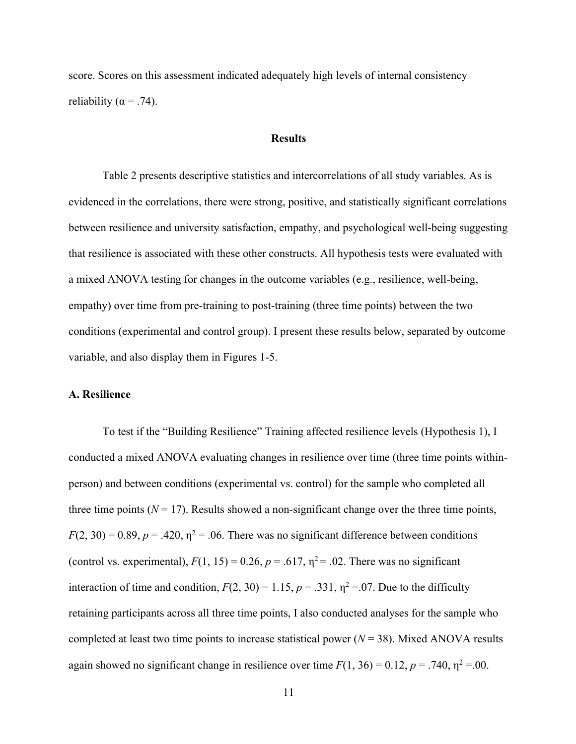score. Scores on this assessment indicated adequately high levels of internal consistency reliability ($\alpha = .74$).

## Results

Table 2 presents descriptive statistics and intercorrelations of all study variables. As is evidenced in the correlations, there were strong, positive, and statistically significant correlations between resilience and university satisfaction, empathy, and psychological well-being suggesting that resilience is associated with these other constructs. All hypothesis tests were evaluated with a mixed ANOVA testing for changes in the outcome variables (e.g., resilience, well-being, empathy) over time from pre-training to post-training (three time points) between the two conditions (experimental and control group). I present these results below, separated by outcome variable, and also display them in Figures 1-5.

### A. Resilience

To test if the "Building Resilience" Training affected resilience levels (Hypothesis 1), I conducted a mixed ANOVA evaluating changes in resilience over time (three time points within-person) and between conditions (experimental vs. control) for the sample who completed all three time points ($N = 17$). Results showed a non-significant change over the three time points, $F(2, 30) = 0.89$, $p = .420$, $\eta^2 = .06$. There was no significant difference between conditions (control vs. experimental), $F(1, 15) = 0.26$, $p = .617$, $\eta^2 = .02$. There was no significant interaction of time and condition, $F(2, 30) = 1.15$, $p = .331$, $\eta^2 = .07$. Due to the difficulty retaining participants across all three time points, I also conducted analyses for the sample who completed at least two time points to increase statistical power ($N = 38$). Mixed ANOVA results again showed no significant change in resilience over time $F(1, 36) = 0.12$, $p = .740$, $\eta^2 = .00$.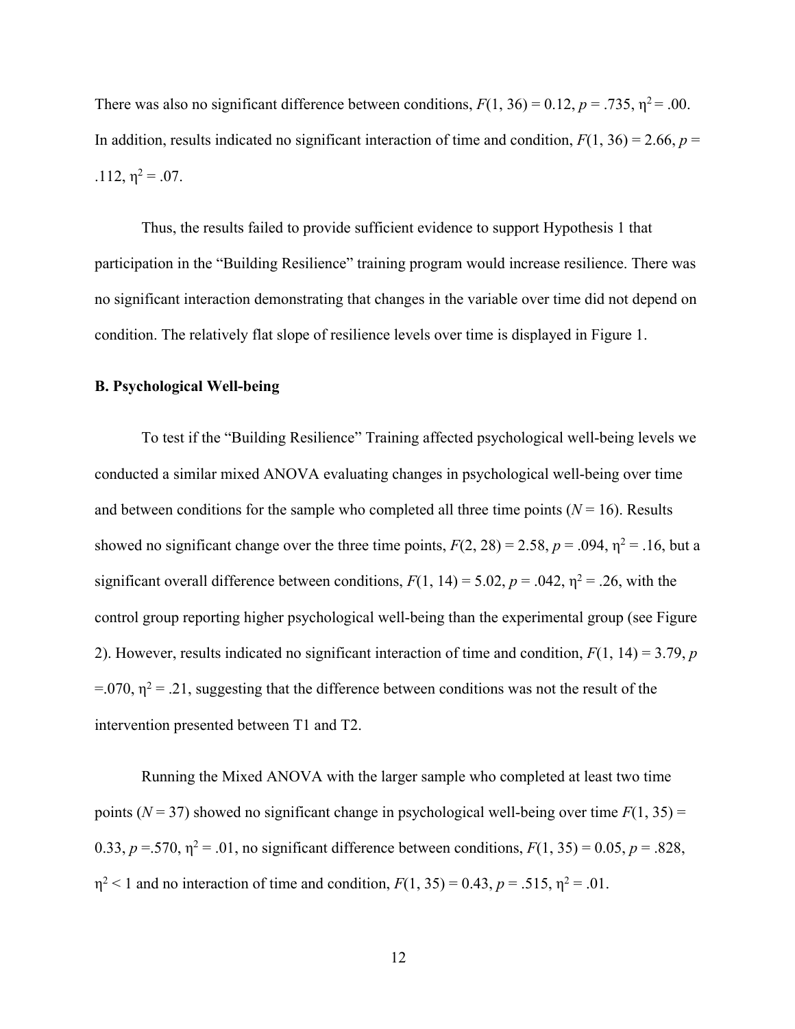There was also no significant difference between conditions, $F(1, 36) = 0.12$, $p = .735$, $\eta^2 = .00$. In addition, results indicated no significant interaction of time and condition, $F(1, 36) = 2.66$, $p = .112$, $\eta^2 = .07$.

Thus, the results failed to provide sufficient evidence to support Hypothesis 1 that participation in the "Building Resilience" training program would increase resilience. There was no significant interaction demonstrating that changes in the variable over time did not depend on condition. The relatively flat slope of resilience levels over time is displayed in Figure 1.

**B. Psychological Well-being**

To test if the "Building Resilience" Training affected psychological well-being levels we conducted a similar mixed ANOVA evaluating changes in psychological well-being over time and between conditions for the sample who completed all three time points ($N = 16$). Results showed no significant change over the three time points, $F(2, 28) = 2.58$, $p = .094$, $\eta^2 = .16$, but a significant overall difference between conditions, $F(1, 14) = 5.02$, $p = .042$, $\eta^2 = .26$, with the control group reporting higher psychological well-being than the experimental group (see Figure 2). However, results indicated no significant interaction of time and condition, $F(1, 14) = 3.79$, $p = .070$, $\eta^2 = .21$, suggesting that the difference between conditions was not the result of the intervention presented between T1 and T2.

Running the Mixed ANOVA with the larger sample who completed at least two time points ($N = 37$) showed no significant change in psychological well-being over time $F(1, 35) = 0.33$, $p = .570$, $\eta^2 = .01$, no significant difference between conditions, $F(1, 35) = 0.05$, $p = .828$, $\eta^2 < 1$ and no interaction of time and condition, $F(1, 35) = 0.43$, $p = .515$, $\eta^2 = .01$.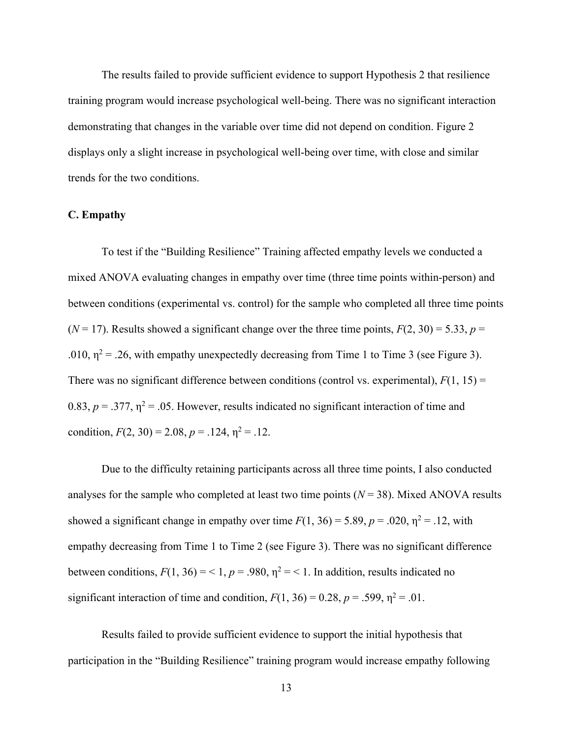The results failed to provide sufficient evidence to support Hypothesis 2 that resilience training program would increase psychological well-being. There was no significant interaction demonstrating that changes in the variable over time did not depend on condition. Figure 2 displays only a slight increase in psychological well-being over time, with close and similar trends for the two conditions.

### C. Empathy

To test if the "Building Resilience" Training affected empathy levels we conducted a mixed ANOVA evaluating changes in empathy over time (three time points within-person) and between conditions (experimental vs. control) for the sample who completed all three time points ($N$ = 17). Results showed a significant change over the three time points, $F(2, 30) = 5.33$, $p = .010$, $\eta^2 = .26$, with empathy unexpectedly decreasing from Time 1 to Time 3 (see Figure 3). There was no significant difference between conditions (control vs. experimental), $F(1, 15) = 0.83$, $p = .377$, $\eta^2 = .05$. However, results indicated no significant interaction of time and condition, $F(2, 30) = 2.08$, $p = .124$, $\eta^2 = .12$.

Due to the difficulty retaining participants across all three time points, I also conducted analyses for the sample who completed at least two time points ($N$ = 38). Mixed ANOVA results showed a significant change in empathy over time $F(1, 36) = 5.89$, $p = .020$, $\eta^2 = .12$, with empathy decreasing from Time 1 to Time 2 (see Figure 3). There was no significant difference between conditions, $F(1, 36) = < 1$, $p = .980$, $\eta^2 = < 1$. In addition, results indicated no significant interaction of time and condition, $F(1, 36) = 0.28$, $p = .599$, $\eta^2 = .01$.

Results failed to provide sufficient evidence to support the initial hypothesis that participation in the "Building Resilience" training program would increase empathy following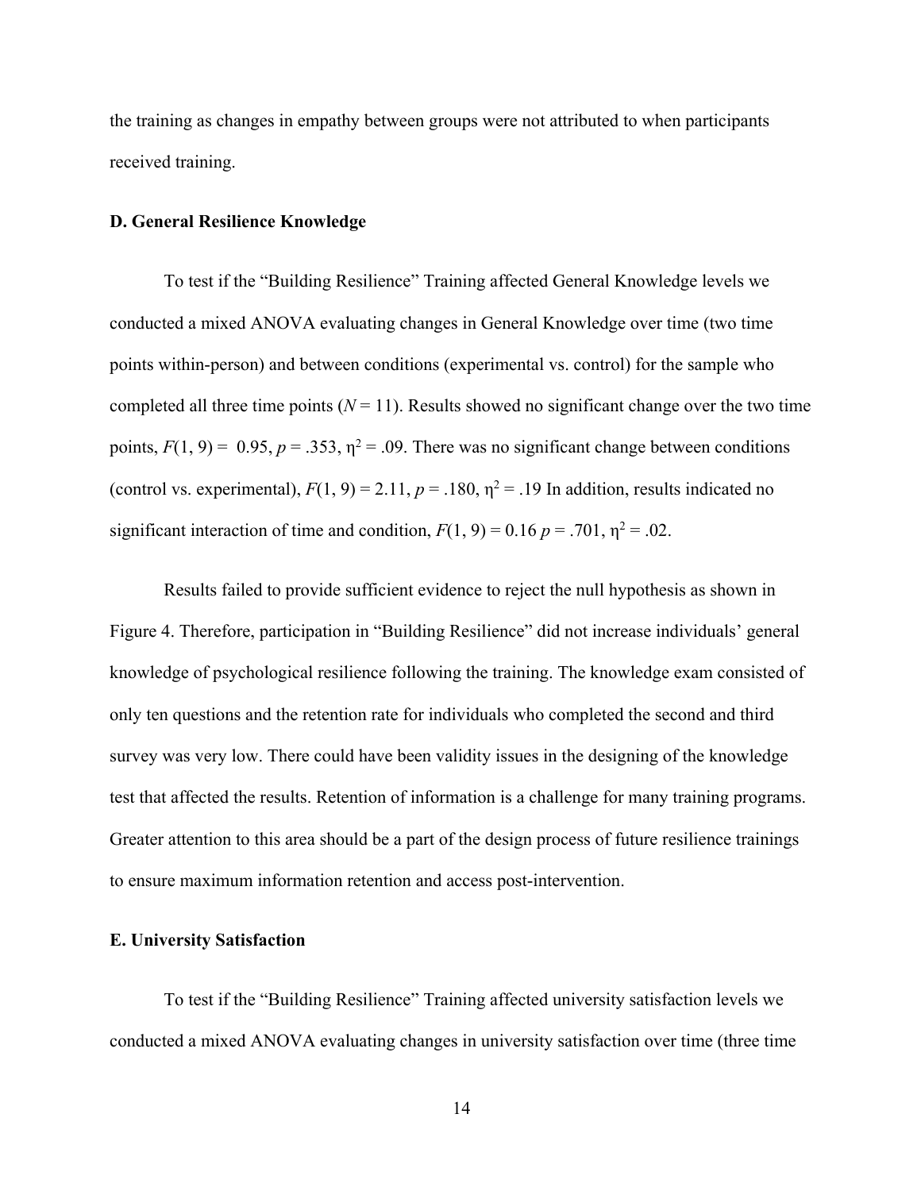the training as changes in empathy between groups were not attributed to when participants received training.

### D. General Resilience Knowledge

To test if the "Building Resilience" Training affected General Knowledge levels we conducted a mixed ANOVA evaluating changes in General Knowledge over time (two time points within-person) and between conditions (experimental vs. control) for the sample who completed all three time points ($N = 11$). Results showed no significant change over the two time points, $F(1, 9) = 0.95$, $p = .353$, $\eta^2 = .09$. There was no significant change between conditions (control vs. experimental), $F(1, 9) = 2.11$, $p = .180$, $\eta^2 = .19$ In addition, results indicated no significant interaction of time and condition, $F(1, 9) = 0.16$ $p = .701$, $\eta^2 = .02$.

Results failed to provide sufficient evidence to reject the null hypothesis as shown in Figure 4. Therefore, participation in "Building Resilience" did not increase individuals' general knowledge of psychological resilience following the training. The knowledge exam consisted of only ten questions and the retention rate for individuals who completed the second and third survey was very low. There could have been validity issues in the designing of the knowledge test that affected the results. Retention of information is a challenge for many training programs. Greater attention to this area should be a part of the design process of future resilience trainings to ensure maximum information retention and access post-intervention.

### E. University Satisfaction

To test if the "Building Resilience" Training affected university satisfaction levels we conducted a mixed ANOVA evaluating changes in university satisfaction over time (three time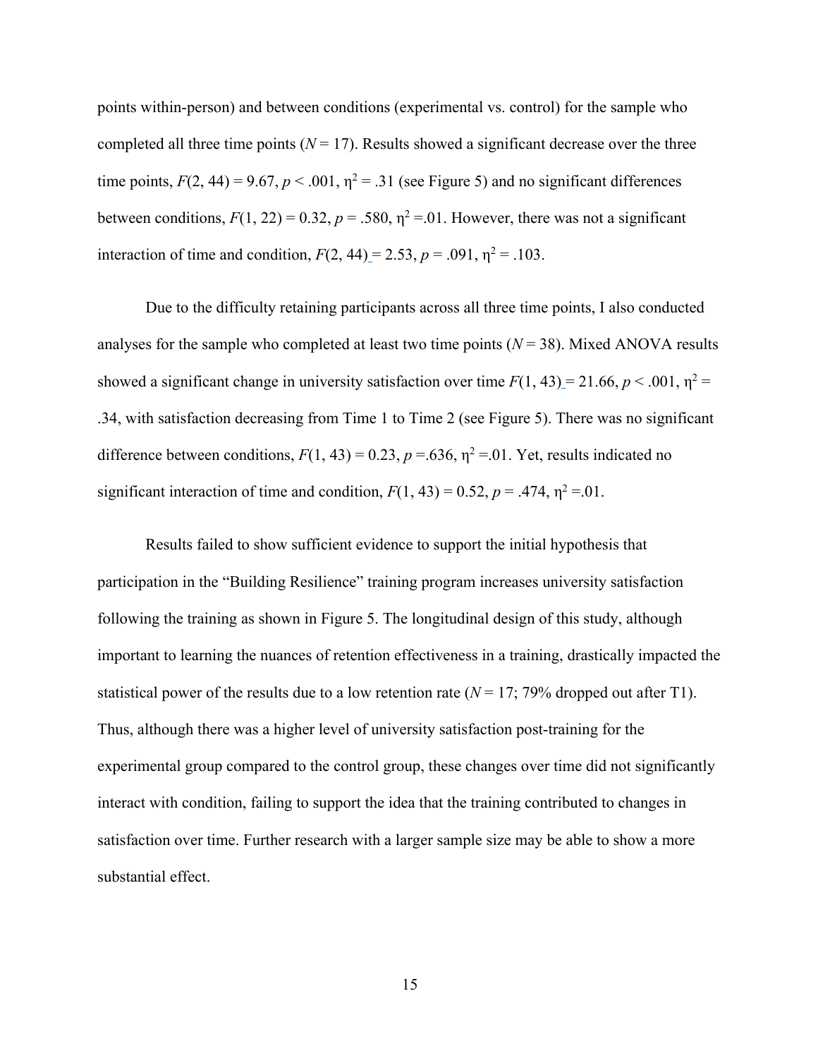points within-person) and between conditions (experimental vs. control) for the sample who completed all three time points ($N = 17$). Results showed a significant decrease over the three time points, $F(2, 44) = 9.67$, $p < .001$, $\eta^2 = .31$ (see Figure 5) and no significant differences between conditions, $F(1, 22) = 0.32$, $p = .580$, $\eta^2 = .01$. However, there was not a significant interaction of time and condition, $F(2, 44) = 2.53$, $p = .091$, $\eta^2 = .103$.

Due to the difficulty retaining participants across all three time points, I also conducted analyses for the sample who completed at least two time points ($N = 38$). Mixed ANOVA results showed a significant change in university satisfaction over time $F(1, 43) = 21.66$, $p < .001$, $\eta^2 = .34$, with satisfaction decreasing from Time 1 to Time 2 (see Figure 5). There was no significant difference between conditions, $F(1, 43) = 0.23$, $p = .636$, $\eta^2 = .01$. Yet, results indicated no significant interaction of time and condition, $F(1, 43) = 0.52$, $p = .474$, $\eta^2 = .01$.

Results failed to show sufficient evidence to support the initial hypothesis that participation in the "Building Resilience" training program increases university satisfaction following the training as shown in Figure 5. The longitudinal design of this study, although important to learning the nuances of retention effectiveness in a training, drastically impacted the statistical power of the results due to a low retention rate ($N = 17$; 79% dropped out after T1). Thus, although there was a higher level of university satisfaction post-training for the experimental group compared to the control group, these changes over time did not significantly interact with condition, failing to support the idea that the training contributed to changes in satisfaction over time. Further research with a larger sample size may be able to show a more substantial effect.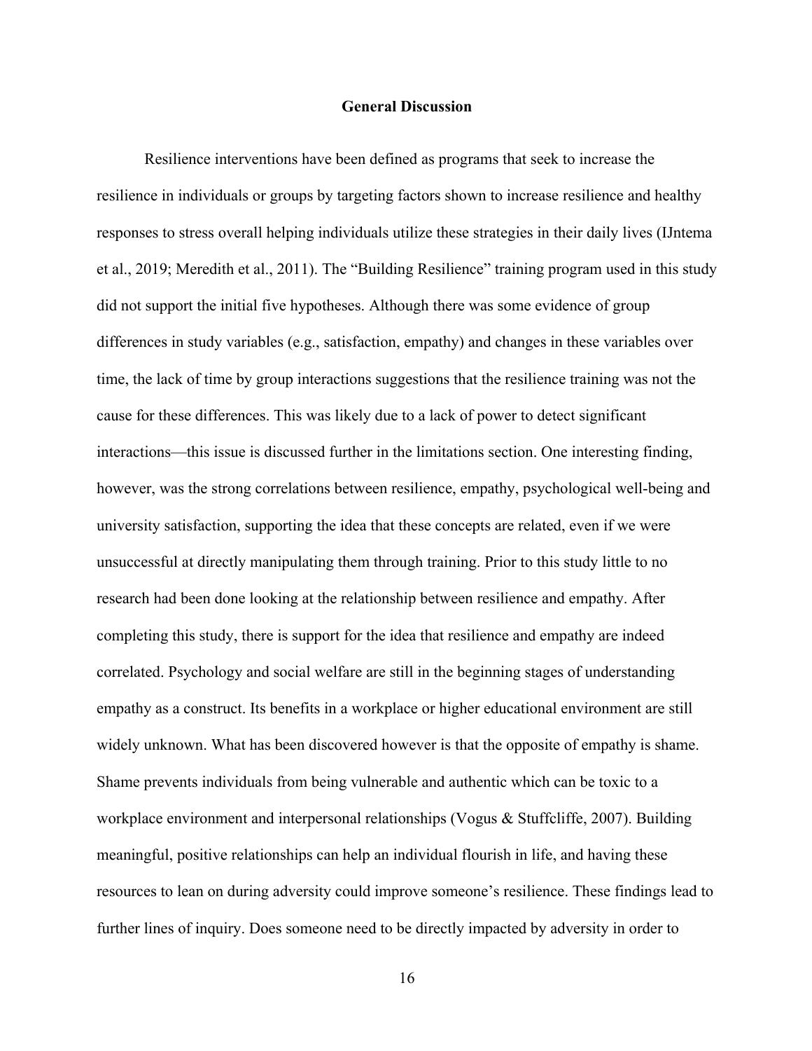## General Discussion

Resilience interventions have been defined as programs that seek to increase the resilience in individuals or groups by targeting factors shown to increase resilience and healthy responses to stress overall helping individuals utilize these strategies in their daily lives (IJntema et al., 2019; Meredith et al., 2011). The "Building Resilience" training program used in this study did not support the initial five hypotheses. Although there was some evidence of group differences in study variables (e.g., satisfaction, empathy) and changes in these variables over time, the lack of time by group interactions suggestions that the resilience training was not the cause for these differences. This was likely due to a lack of power to detect significant interactions—this issue is discussed further in the limitations section. One interesting finding, however, was the strong correlations between resilience, empathy, psychological well-being and university satisfaction, supporting the idea that these concepts are related, even if we were unsuccessful at directly manipulating them through training. Prior to this study little to no research had been done looking at the relationship between resilience and empathy. After completing this study, there is support for the idea that resilience and empathy are indeed correlated. Psychology and social welfare are still in the beginning stages of understanding empathy as a construct. Its benefits in a workplace or higher educational environment are still widely unknown. What has been discovered however is that the opposite of empathy is shame. Shame prevents individuals from being vulnerable and authentic which can be toxic to a workplace environment and interpersonal relationships (Vogus & Stuffcliffe, 2007). Building meaningful, positive relationships can help an individual flourish in life, and having these resources to lean on during adversity could improve someone's resilience. These findings lead to further lines of inquiry. Does someone need to be directly impacted by adversity in order to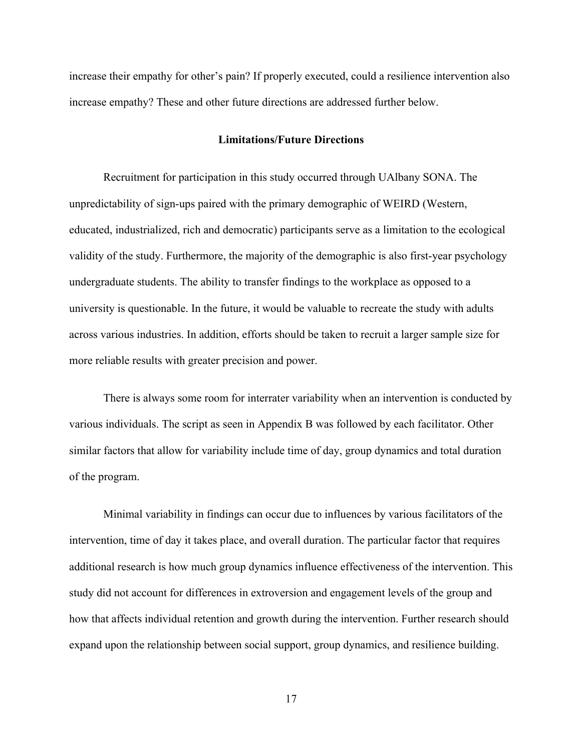increase their empathy for other's pain? If properly executed, could a resilience intervention also increase empathy? These and other future directions are addressed further below.

## Limitations/Future Directions

Recruitment for participation in this study occurred through UAlbany SONA. The unpredictability of sign-ups paired with the primary demographic of WEIRD (Western, educated, industrialized, rich and democratic) participants serve as a limitation to the ecological validity of the study. Furthermore, the majority of the demographic is also first-year psychology undergraduate students. The ability to transfer findings to the workplace as opposed to a university is questionable. In the future, it would be valuable to recreate the study with adults across various industries. In addition, efforts should be taken to recruit a larger sample size for more reliable results with greater precision and power.

There is always some room for interrater variability when an intervention is conducted by various individuals. The script as seen in Appendix B was followed by each facilitator. Other similar factors that allow for variability include time of day, group dynamics and total duration of the program.

Minimal variability in findings can occur due to influences by various facilitators of the intervention, time of day it takes place, and overall duration. The particular factor that requires additional research is how much group dynamics influence effectiveness of the intervention. This study did not account for differences in extroversion and engagement levels of the group and how that affects individual retention and growth during the intervention. Further research should expand upon the relationship between social support, group dynamics, and resilience building.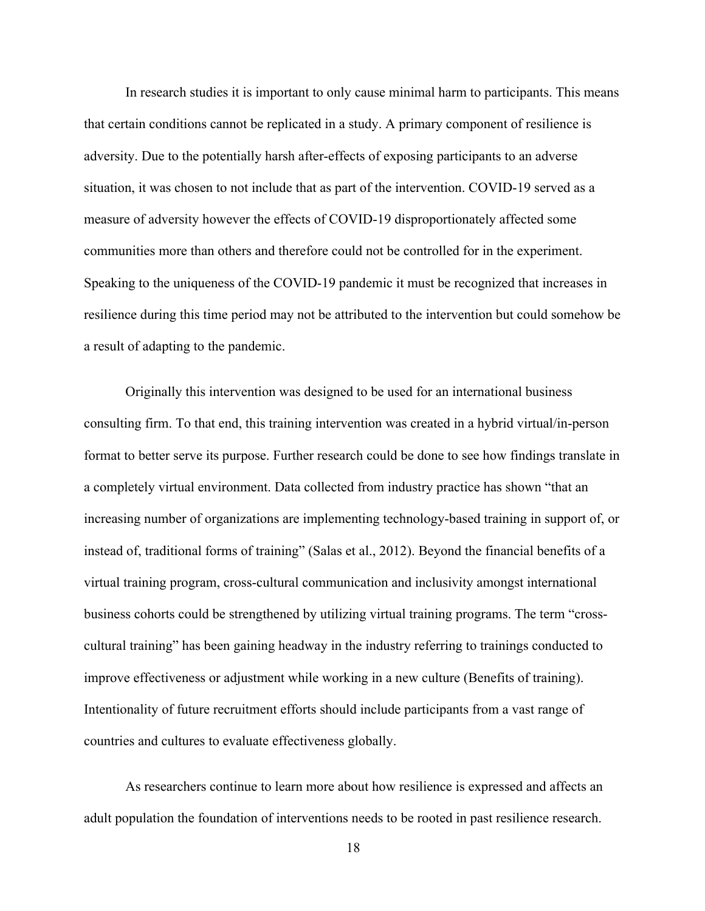In research studies it is important to only cause minimal harm to participants. This means that certain conditions cannot be replicated in a study. A primary component of resilience is adversity. Due to the potentially harsh after-effects of exposing participants to an adverse situation, it was chosen to not include that as part of the intervention. COVID-19 served as a measure of adversity however the effects of COVID-19 disproportionately affected some communities more than others and therefore could not be controlled for in the experiment. Speaking to the uniqueness of the COVID-19 pandemic it must be recognized that increases in resilience during this time period may not be attributed to the intervention but could somehow be a result of adapting to the pandemic.

Originally this intervention was designed to be used for an international business consulting firm. To that end, this training intervention was created in a hybrid virtual/in-person format to better serve its purpose. Further research could be done to see how findings translate in a completely virtual environment. Data collected from industry practice has shown "that an increasing number of organizations are implementing technology-based training in support of, or instead of, traditional forms of training" (Salas et al., 2012). Beyond the financial benefits of a virtual training program, cross-cultural communication and inclusivity amongst international business cohorts could be strengthened by utilizing virtual training programs. The term "cross-cultural training" has been gaining headway in the industry referring to trainings conducted to improve effectiveness or adjustment while working in a new culture (Benefits of training). Intentionality of future recruitment efforts should include participants from a vast range of countries and cultures to evaluate effectiveness globally.

As researchers continue to learn more about how resilience is expressed and affects an adult population the foundation of interventions needs to be rooted in past resilience research.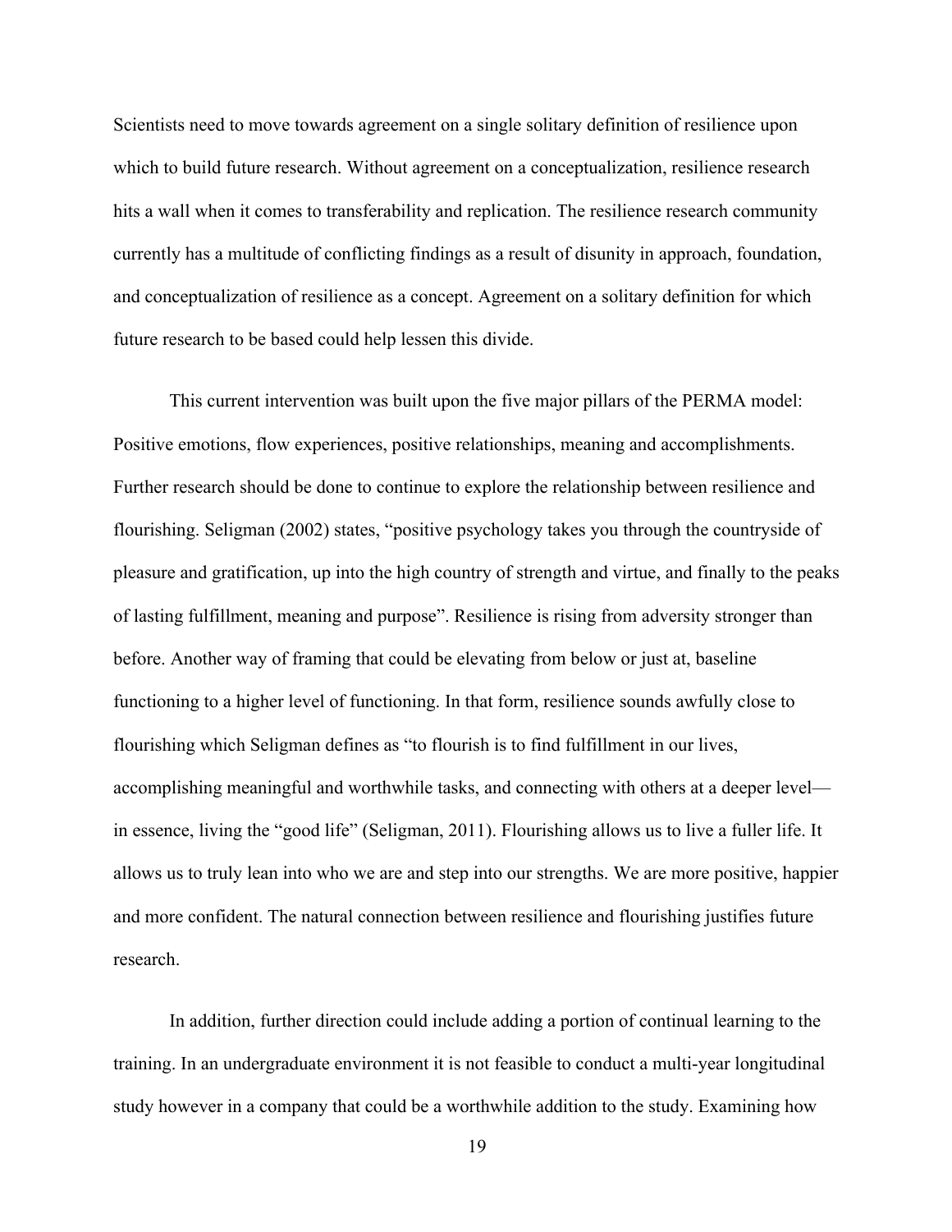Scientists need to move towards agreement on a single solitary definition of resilience upon which to build future research. Without agreement on a conceptualization, resilience research hits a wall when it comes to transferability and replication. The resilience research community currently has a multitude of conflicting findings as a result of disunity in approach, foundation, and conceptualization of resilience as a concept. Agreement on a solitary definition for which future research to be based could help lessen this divide.

This current intervention was built upon the five major pillars of the PERMA model: Positive emotions, flow experiences, positive relationships, meaning and accomplishments. Further research should be done to continue to explore the relationship between resilience and flourishing. Seligman (2002) states, "positive psychology takes you through the countryside of pleasure and gratification, up into the high country of strength and virtue, and finally to the peaks of lasting fulfillment, meaning and purpose". Resilience is rising from adversity stronger than before. Another way of framing that could be elevating from below or just at, baseline functioning to a higher level of functioning. In that form, resilience sounds awfully close to flourishing which Seligman defines as "to flourish is to find fulfillment in our lives, accomplishing meaningful and worthwhile tasks, and connecting with others at a deeper level—in essence, living the "good life" (Seligman, 2011). Flourishing allows us to live a fuller life. It allows us to truly lean into who we are and step into our strengths. We are more positive, happier and more confident. The natural connection between resilience and flourishing justifies future research.

In addition, further direction could include adding a portion of continual learning to the training. In an undergraduate environment it is not feasible to conduct a multi-year longitudinal study however in a company that could be a worthwhile addition to the study. Examining how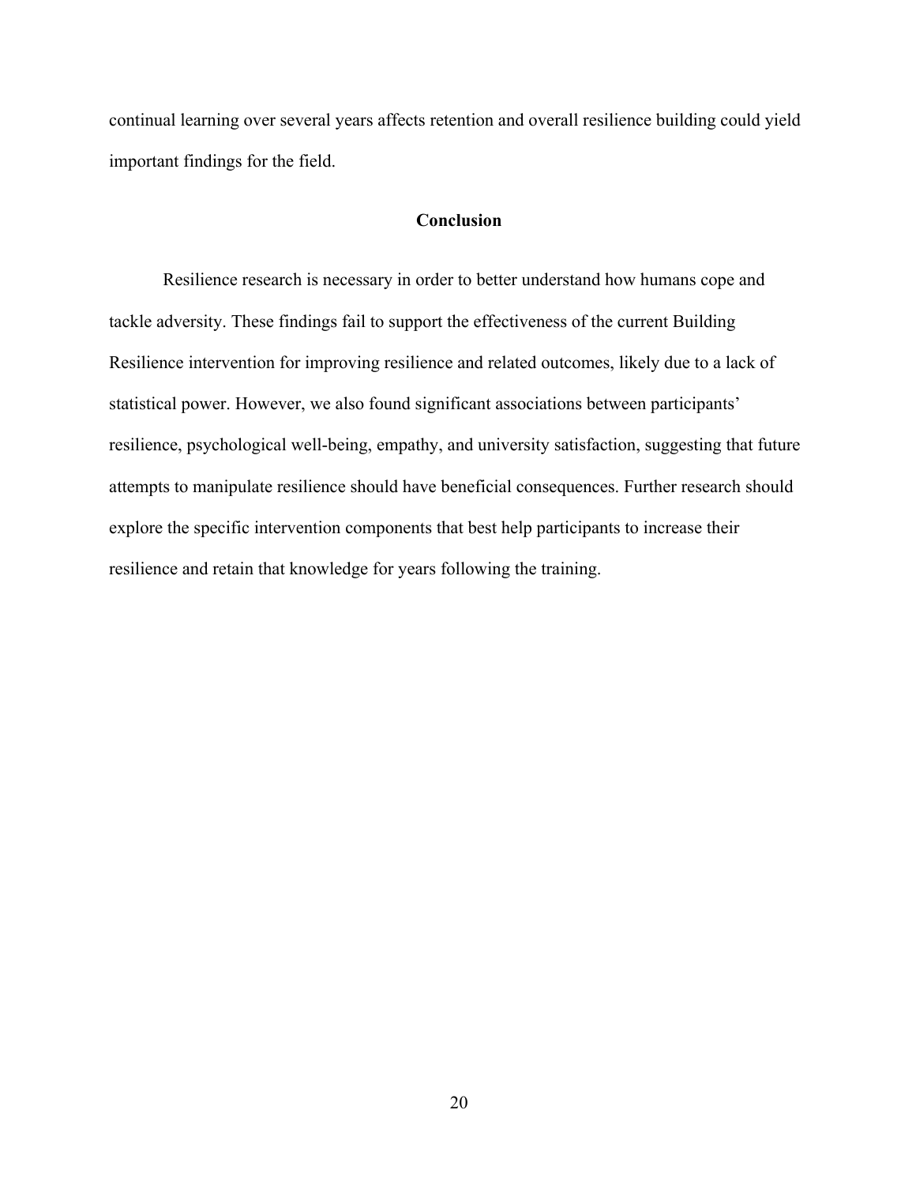continual learning over several years affects retention and overall resilience building could yield important findings for the field.

## Conclusion

Resilience research is necessary in order to better understand how humans cope and tackle adversity. These findings fail to support the effectiveness of the current Building Resilience intervention for improving resilience and related outcomes, likely due to a lack of statistical power. However, we also found significant associations between participants' resilience, psychological well-being, empathy, and university satisfaction, suggesting that future attempts to manipulate resilience should have beneficial consequences. Further research should explore the specific intervention components that best help participants to increase their resilience and retain that knowledge for years following the training.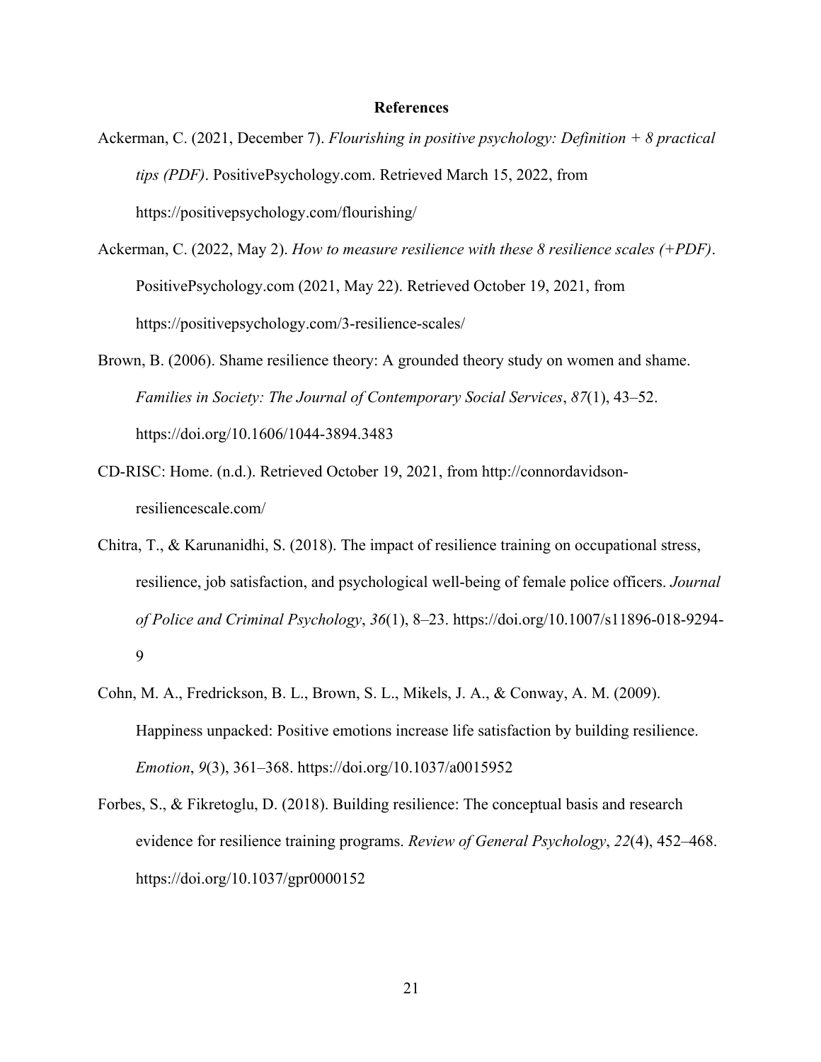# References

Ackerman, C. (2021, December 7). *Flourishing in positive psychology: Definition + 8 practical tips (PDF)*. PositivePsychology.com. Retrieved March 15, 2022, from https://positivepsychology.com/flourishing/

Ackerman, C. (2022, May 2). *How to measure resilience with these 8 resilience scales (+PDF)*. PositivePsychology.com (2021, May 22). Retrieved October 19, 2021, from https://positivepsychology.com/3-resilience-scales/

Brown, B. (2006). Shame resilience theory: A grounded theory study on women and shame. *Families in Society: The Journal of Contemporary Social Services*, *87*(1), 43–52. https://doi.org/10.1606/1044-3894.3483

CD-RISC: Home. (n.d.). Retrieved October 19, 2021, from http://connordavidson-resiliencescale.com/

Chitra, T., & Karunanidhi, S. (2018). The impact of resilience training on occupational stress, resilience, job satisfaction, and psychological well-being of female police officers. *Journal of Police and Criminal Psychology*, *36*(1), 8–23. https://doi.org/10.1007/s11896-018-9294-9

Cohn, M. A., Fredrickson, B. L., Brown, S. L., Mikels, J. A., & Conway, A. M. (2009). Happiness unpacked: Positive emotions increase life satisfaction by building resilience. *Emotion*, *9*(3), 361–368. https://doi.org/10.1037/a0015952

Forbes, S., & Fikretoglu, D. (2018). Building resilience: The conceptual basis and research evidence for resilience training programs. *Review of General Psychology*, *22*(4), 452–468. https://doi.org/10.1037/gpr0000152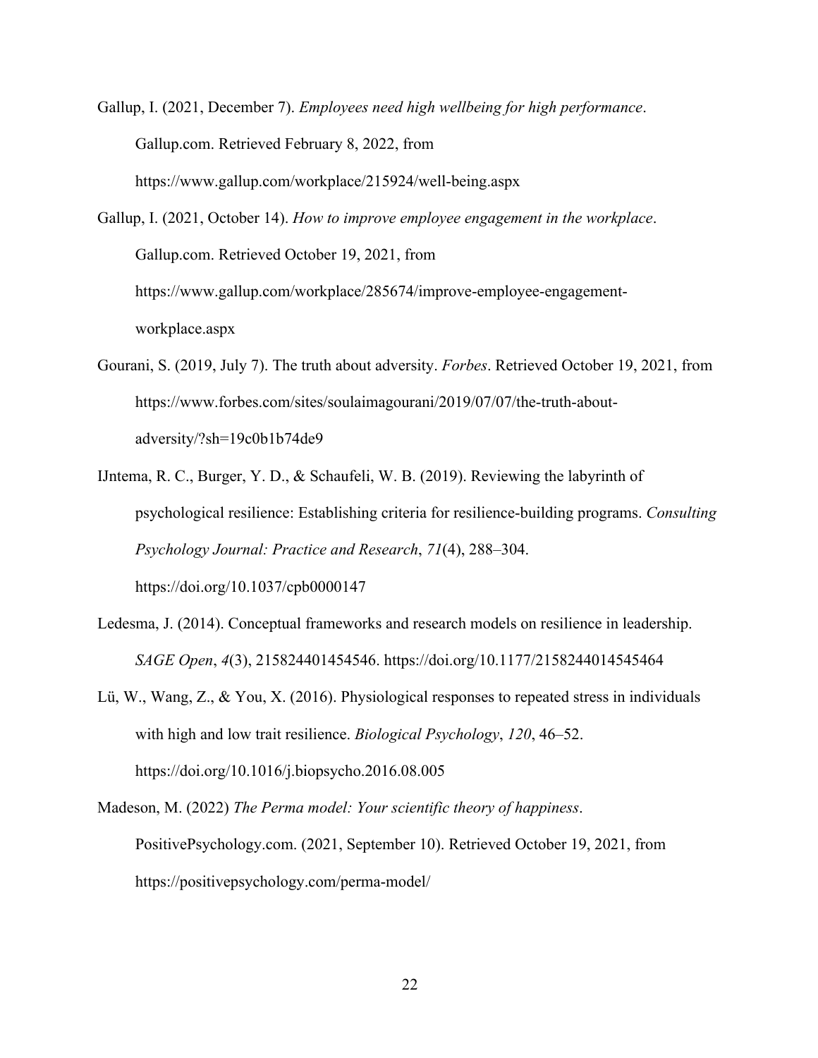Gallup, I. (2021, December 7). *Employees need high wellbeing for high performance*. Gallup.com. Retrieved February 8, 2022, from https://www.gallup.com/workplace/215924/well-being.aspx

Gallup, I. (2021, October 14). *How to improve employee engagement in the workplace*. Gallup.com. Retrieved October 19, 2021, from https://www.gallup.com/workplace/285674/improve-employee-engagement-workplace.aspx

Gourani, S. (2019, July 7). The truth about adversity. *Forbes*. Retrieved October 19, 2021, from https://www.forbes.com/sites/soulaimagourani/2019/07/07/the-truth-about-adversity/?sh=19c0b1b74de9

IJntema, R. C., Burger, Y. D., & Schaufeli, W. B. (2019). Reviewing the labyrinth of psychological resilience: Establishing criteria for resilience-building programs. *Consulting Psychology Journal: Practice and Research*, *71*(4), 288–304. https://doi.org/10.1037/cpb0000147

Ledesma, J. (2014). Conceptual frameworks and research models on resilience in leadership. *SAGE Open*, *4*(3), 215824401454546. https://doi.org/10.1177/2158244014545464

Lü, W., Wang, Z., & You, X. (2016). Physiological responses to repeated stress in individuals with high and low trait resilience. *Biological Psychology*, *120*, 46–52. https://doi.org/10.1016/j.biopsycho.2016.08.005

Madeson, M. (2022) *The Perma model: Your scientific theory of happiness*. PositivePsychology.com. (2021, September 10). Retrieved October 19, 2021, from https://positivepsychology.com/perma-model/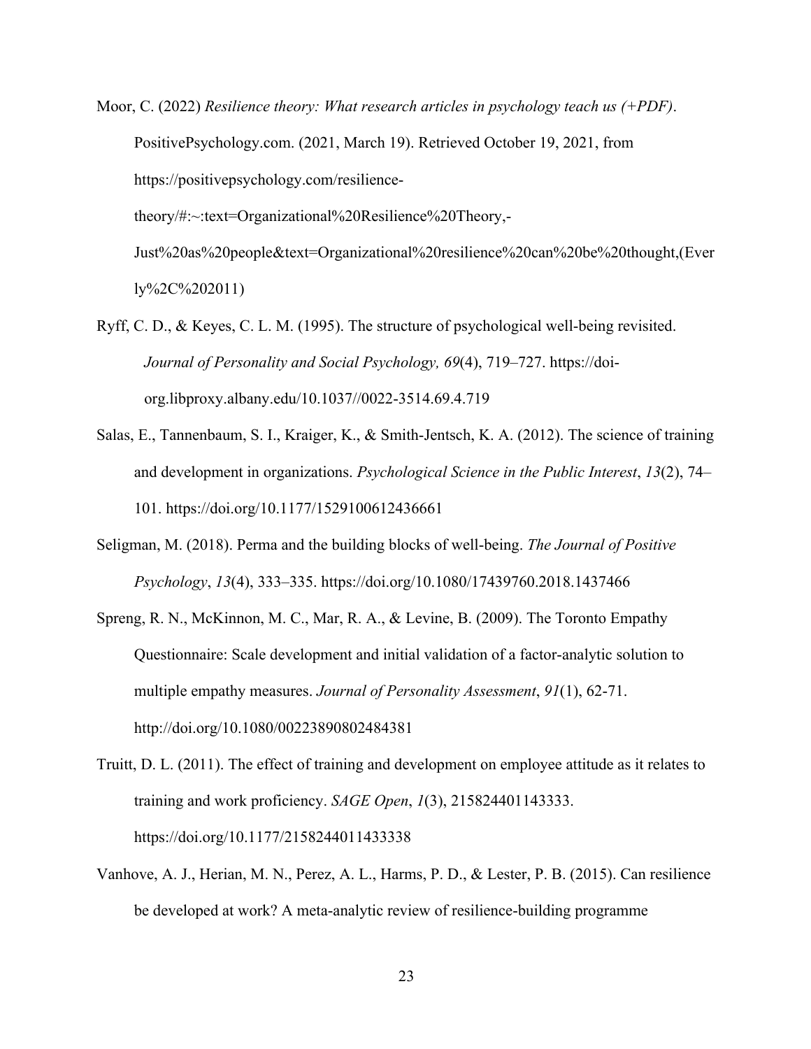Moor, C. (2022) *Resilience theory: What research articles in psychology teach us (+PDF)*. PositivePsychology.com. (2021, March 19). Retrieved October 19, 2021, from https://positivepsychology.com/resilience-theory/#:~:text=Organizational%20Resilience%20Theory,-Just%20as%20people&text=Organizational%20resilience%20can%20be%20thought,(Everly%2C%202011)

Ryff, C. D., & Keyes, C. L. M. (1995). The structure of psychological well-being revisited. *Journal of Personality and Social Psychology, 69*(4), 719–727. https://doi-org.libproxy.albany.edu/10.1037//0022-3514.69.4.719

Salas, E., Tannenbaum, S. I., Kraiger, K., & Smith-Jentsch, K. A. (2012). The science of training and development in organizations. *Psychological Science in the Public Interest*, *13*(2), 74–101. https://doi.org/10.1177/1529100612436661

Seligman, M. (2018). Perma and the building blocks of well-being. *The Journal of Positive Psychology*, *13*(4), 333–335. https://doi.org/10.1080/17439760.2018.1437466

Spreng, R. N., McKinnon, M. C., Mar, R. A., & Levine, B. (2009). The Toronto Empathy Questionnaire: Scale development and initial validation of a factor-analytic solution to multiple empathy measures. *Journal of Personality Assessment*, *91*(1), 62-71. http://doi.org/10.1080/00223890802484381

Truitt, D. L. (2011). The effect of training and development on employee attitude as it relates to training and work proficiency. *SAGE Open*, *1*(3), 215824401143333. https://doi.org/10.1177/2158244011433338

Vanhove, A. J., Herian, M. N., Perez, A. L., Harms, P. D., & Lester, P. B. (2015). Can resilience be developed at work? A meta-analytic review of resilience-building programme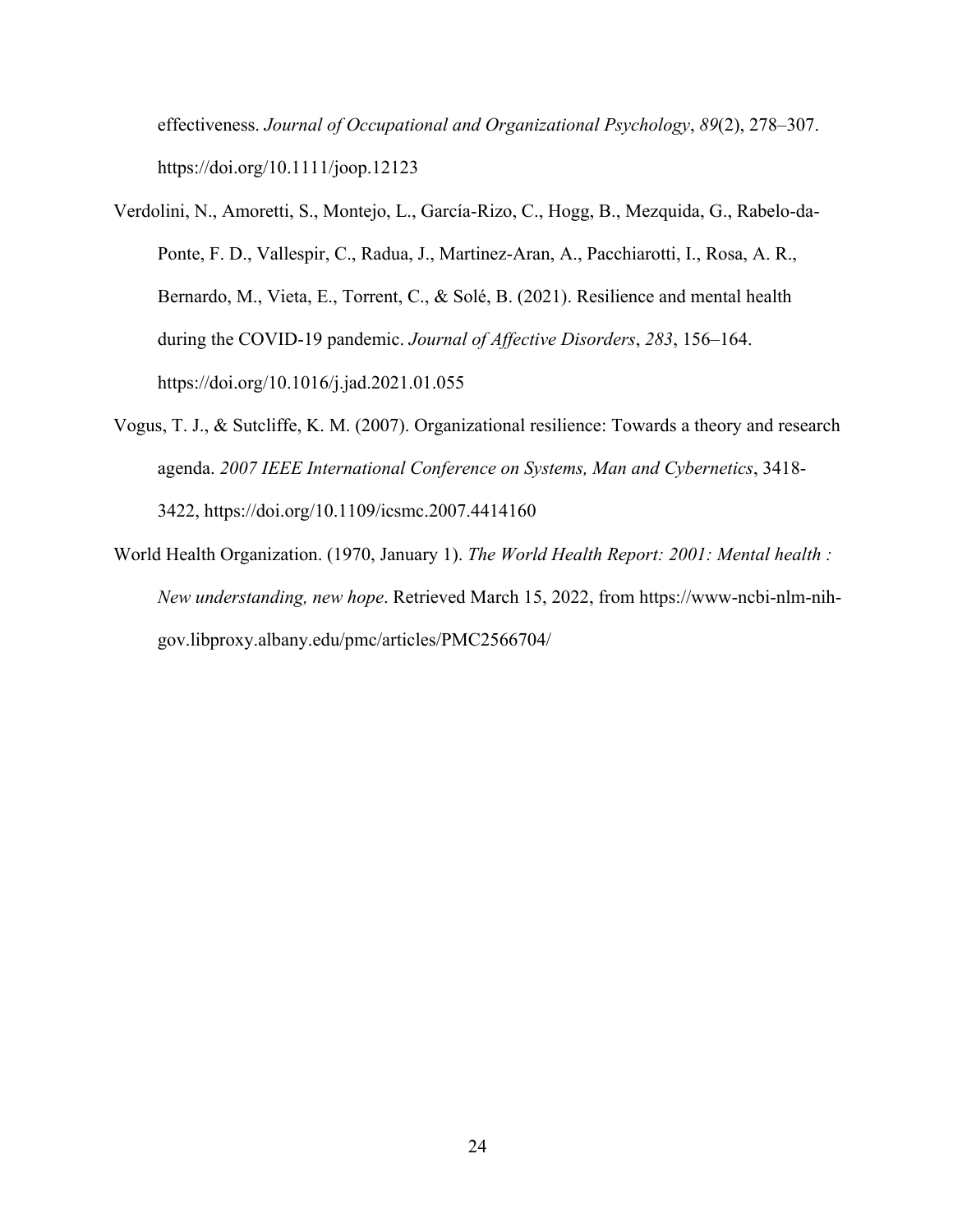effectiveness. *Journal of Occupational and Organizational Psychology*, *89*(2), 278–307. https://doi.org/10.1111/joop.12123

Verdolini, N., Amoretti, S., Montejo, L., García-Rizo, C., Hogg, B., Mezquida, G., Rabelo-da-Ponte, F. D., Vallespir, C., Radua, J., Martinez-Aran, A., Pacchiarotti, I., Rosa, A. R., Bernardo, M., Vieta, E., Torrent, C., & Solé, B. (2021). Resilience and mental health during the COVID-19 pandemic. *Journal of Affective Disorders*, *283*, 156–164. https://doi.org/10.1016/j.jad.2021.01.055

Vogus, T. J., & Sutcliffe, K. M. (2007). Organizational resilience: Towards a theory and research agenda. *2007 IEEE International Conference on Systems, Man and Cybernetics*, 3418-3422, https://doi.org/10.1109/icsmc.2007.4414160

World Health Organization. (1970, January 1). *The World Health Report: 2001: Mental health : New understanding, new hope*. Retrieved March 15, 2022, from https://www-ncbi-nlm-nih-gov.libproxy.albany.edu/pmc/articles/PMC2566704/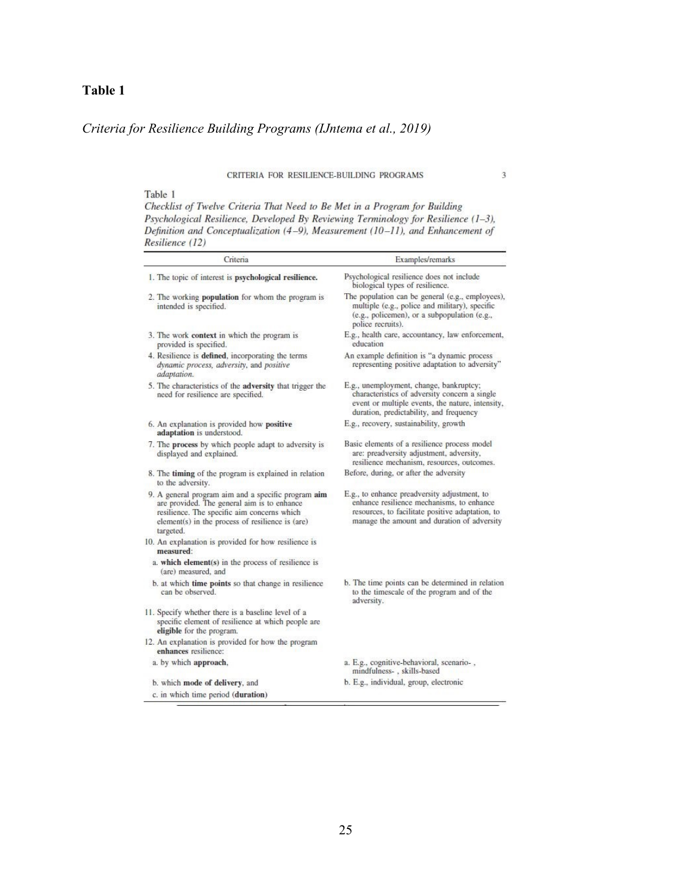**Table 1**

*Criteria for Resilience Building Programs (IJntema et al., 2019)*

Table 1

*Checklist of Twelve Criteria That Need to Be Met in a Program for Building Psychological Resilience, Developed By Reviewing Terminology for Resilience (1–3), Definition and Conceptualization (4–9), Measurement (10–11), and Enhancement of Resilience (12)*

| Criteria | Examples/remarks |
|---|---|
| 1. The topic of interest is **psychological resilience.** | Psychological resilience does not include biological types of resilience. |
| 2. The working **population** for whom the program is intended is specified. | The population can be general (e.g., employees), multiple (e.g., police and military), specific (e.g., policemen), or a subpopulation (e.g., police recruits). |
| 3. The work **context** in which the program is provided is specified. | E.g., health care, accountancy, law enforcement, education |
| 4. Resilience is **defined**, incorporating the terms *dynamic process, adversity,* and *positive adaptation.* | An example definition is "a dynamic process representing positive adaptation to adversity" |
| 5. The characteristics of the **adversity** that trigger the need for resilience are specified. | E.g., unemployment, change, bankruptcy; characteristics of adversity concern a single event or multiple events, the nature, intensity, duration, predictability, and frequency |
| 6. An explanation is provided how **positive adaptation** is understood. | E.g., recovery, sustainability, growth |
| 7. The **process** by which people adapt to adversity is displayed and explained. | Basic elements of a resilience process model are: preadversity adjustment, adversity, resilience mechanism, resources, outcomes. |
| 8. The **timing** of the program is explained in relation to the adversity. | Before, during, or after the adversity |
| 9. A general program aim and a specific program **aim** are provided. The general aim is to enhance resilience. The specific aim concerns which element(s) in the process of resilience is (are) targeted. | E.g., to enhance preadversity adjustment, to enhance resilience mechanisms, to enhance resources, to facilitate positive adaptation, to manage the amount and duration of adversity |
| 10. An explanation is provided for how resilience is **measured**: | |
| a. **which element(s)** in the process of resilience is (are) measured, and | |
| b. at which **time points** so that change in resilience can be observed. | b. The time points can be determined in relation to the timescale of the program and of the adversity. |
| 11. Specify whether there is a baseline level of a specific element of resilience at which people are **eligible** for the program. | |
| 12. An explanation is provided for how the program **enhances** resilience: | |
| a. by which **approach**, | a. E.g., cognitive-behavioral, scenario- , mindfulness- , skills-based |
| b. which **mode of delivery**, and | b. E.g., individual, group, electronic |
| c. in which time period (**duration**) | |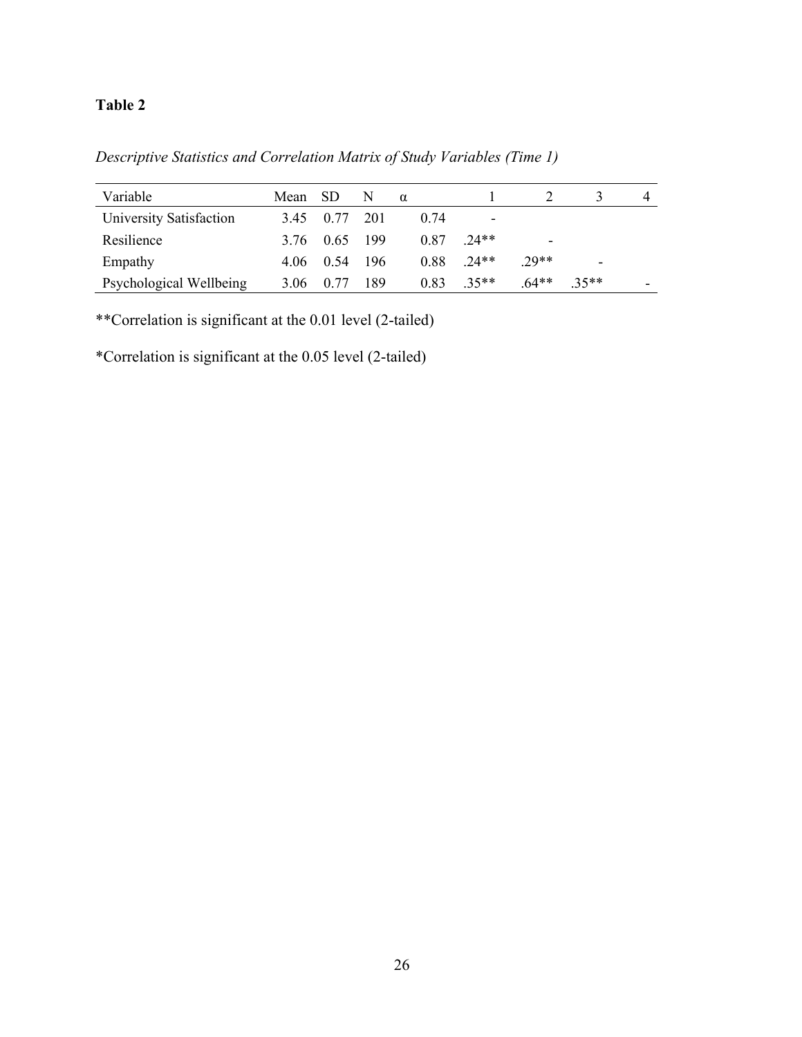**Table 2**

*Descriptive Statistics and Correlation Matrix of Study Variables (Time 1)*

| Variable | Mean | SD | N | α | 1 | 2 | 3 | 4 |
|---|---|---|---|---|---|---|---|---|
| University Satisfaction | 3.45 | 0.77 | 201 | 0.74 | - | | | |
| Resilience | 3.76 | 0.65 | 199 | 0.87 | .24** | - | | |
| Empathy | 4.06 | 0.54 | 196 | 0.88 | .24** | .29** | - | |
| Psychological Wellbeing | 3.06 | 0.77 | 189 | 0.83 | .35** | .64** | .35** | - |

**Correlation is significant at the 0.01 level (2-tailed)

*Correlation is significant at the 0.05 level (2-tailed)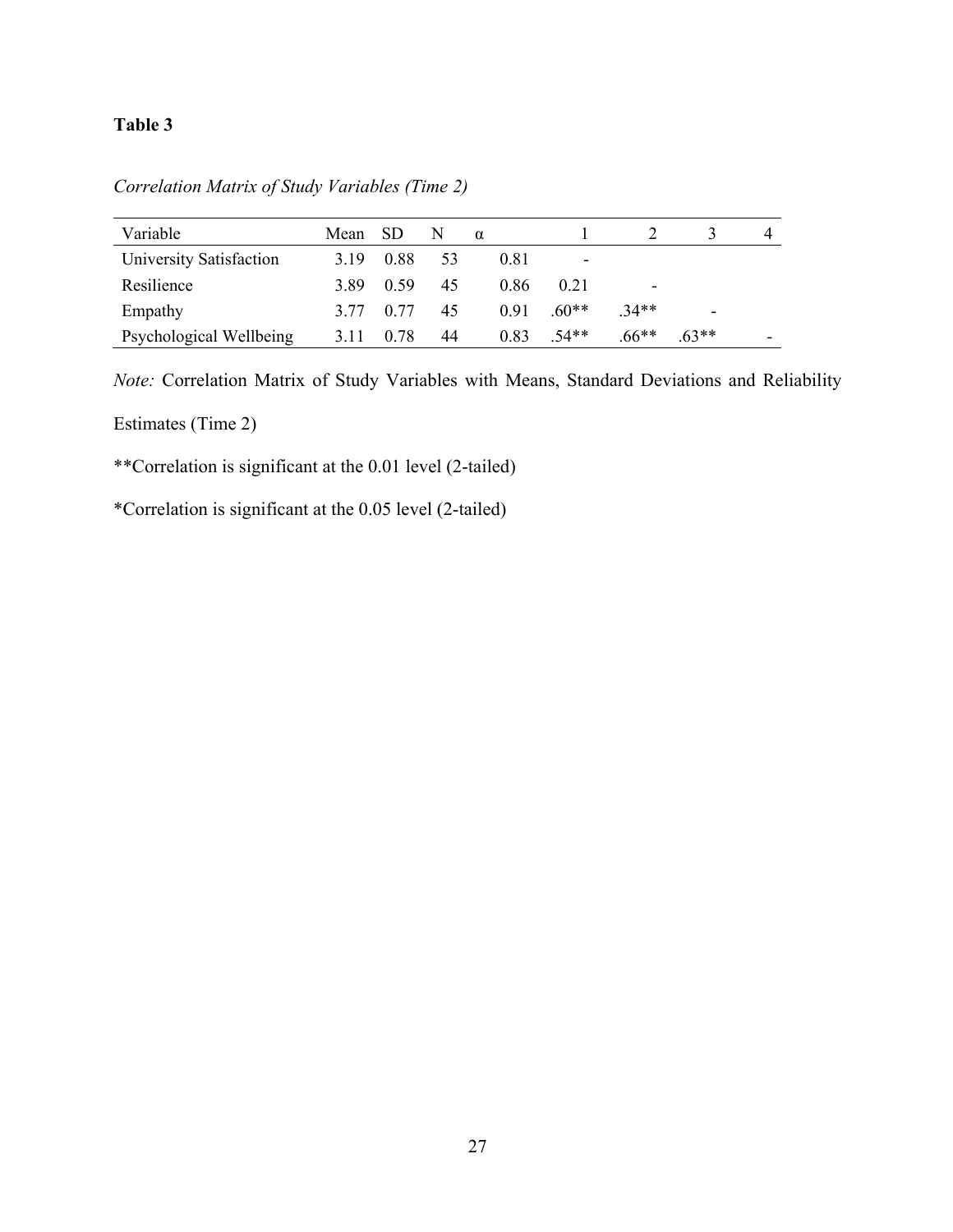**Table 3**

*Correlation Matrix of Study Variables (Time 2)*

| Variable | Mean | SD | N | α | 1 | 2 | 3 | 4 |
|---|---|---|---|---|---|---|---|---|
| University Satisfaction | 3.19 | 0.88 | 53 | 0.81 | - | | | |
| Resilience | 3.89 | 0.59 | 45 | 0.86 | 0.21 | - | | |
| Empathy | 3.77 | 0.77 | 45 | 0.91 | .60** | .34** | - | |
| Psychological Wellbeing | 3.11 | 0.78 | 44 | 0.83 | .54** | .66** | .63** | - |

*Note:* Correlation Matrix of Study Variables with Means, Standard Deviations and Reliability Estimates (Time 2)

**Correlation is significant at the 0.01 level (2-tailed)

*Correlation is significant at the 0.05 level (2-tailed)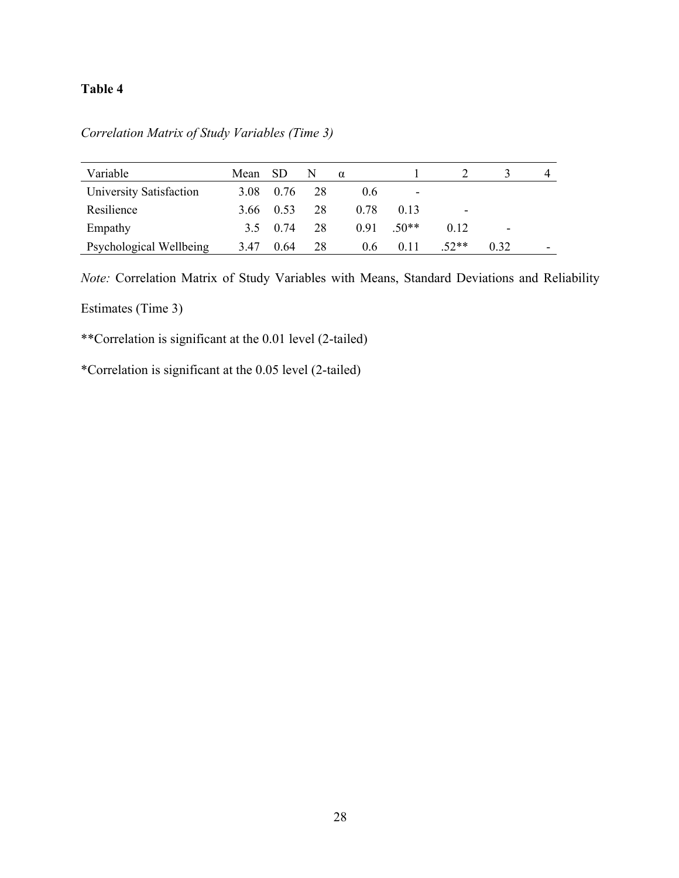**Table 4**

*Correlation Matrix of Study Variables (Time 3)*

| Variable | Mean | SD | N | α | 1 | 2 | 3 | 4 |
|---|---|---|---|---|---|---|---|---|
| University Satisfaction | 3.08 | 0.76 | 28 | 0.6 | - | | | |
| Resilience | 3.66 | 0.53 | 28 | 0.78 | 0.13 | - | | |
| Empathy | 3.5 | 0.74 | 28 | 0.91 | .50** | 0.12 | - | |
| Psychological Wellbeing | 3.47 | 0.64 | 28 | 0.6 | 0.11 | .52** | 0.32 | - |

*Note:* Correlation Matrix of Study Variables with Means, Standard Deviations and Reliability Estimates (Time 3)

**Correlation is significant at the 0.01 level (2-tailed)

*Correlation is significant at the 0.05 level (2-tailed)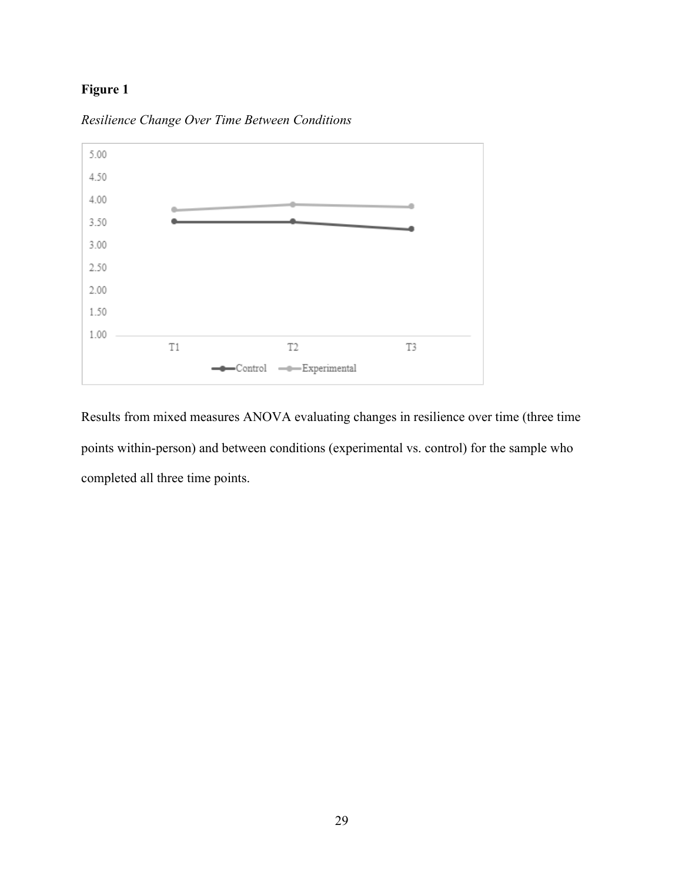**Figure 1**

*Resilience Change Over Time Between Conditions*

Results from mixed measures ANOVA evaluating changes in resilience over time (three time points within-person) and between conditions (experimental vs. control) for the sample who completed all three time points.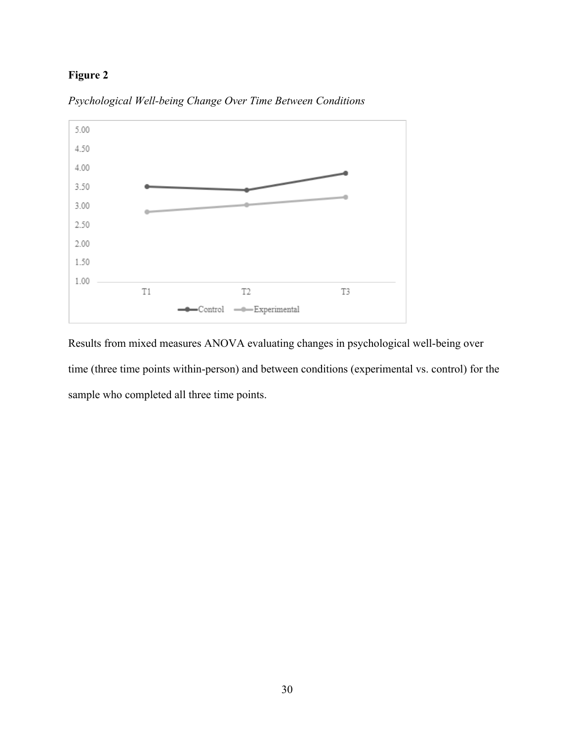**Figure 2**

*Psychological Well-being Change Over Time Between Conditions*

Results from mixed measures ANOVA evaluating changes in psychological well-being over time (three time points within-person) and between conditions (experimental vs. control) for the sample who completed all three time points.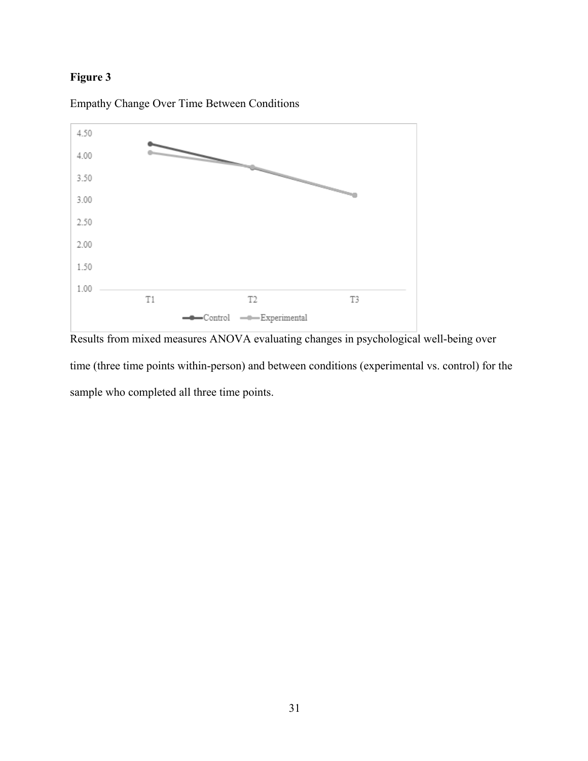**Figure 3**

Empathy Change Over Time Between Conditions

Results from mixed measures ANOVA evaluating changes in psychological well-being over time (three time points within-person) and between conditions (experimental vs. control) for the sample who completed all three time points.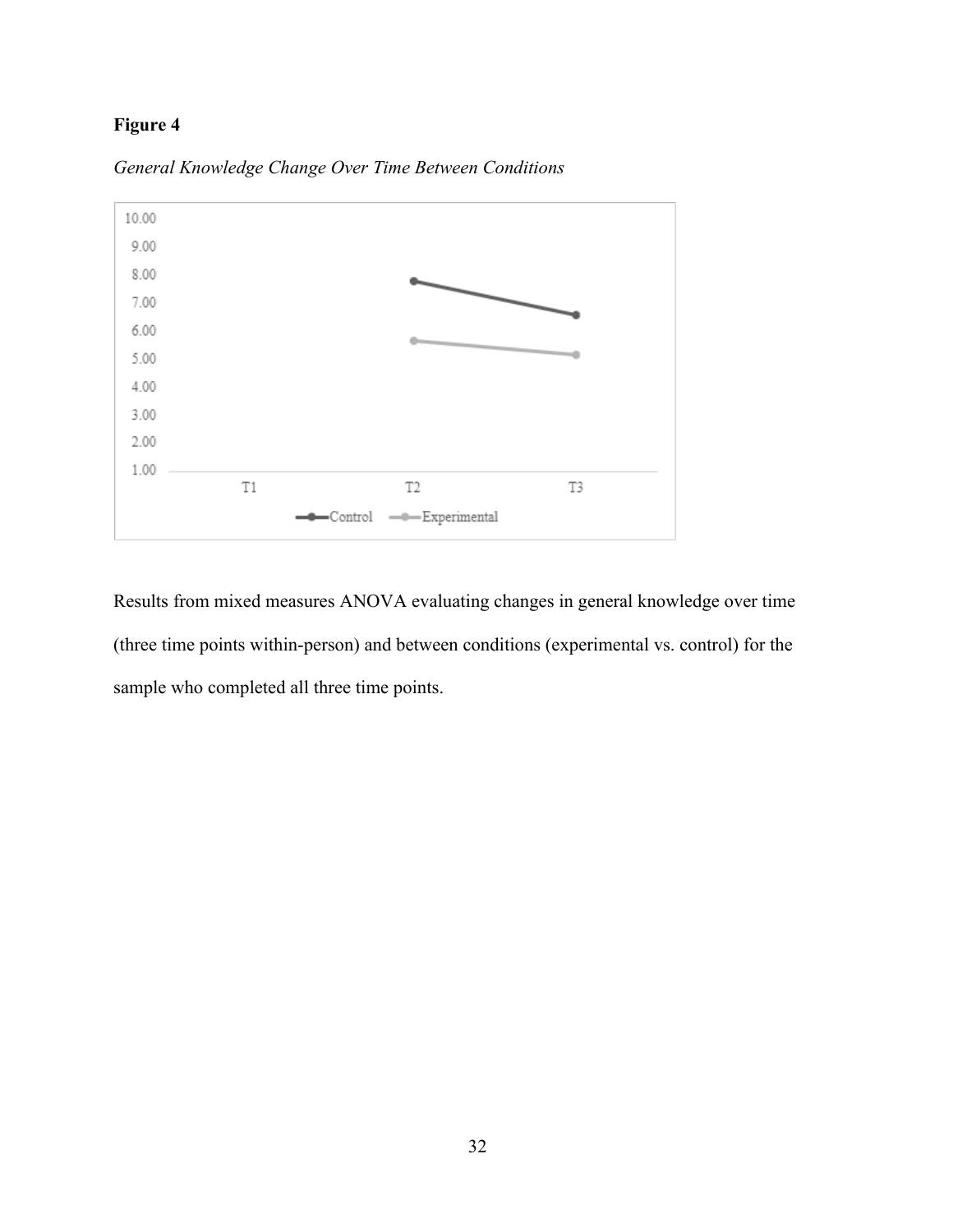**Figure 4**

*General Knowledge Change Over Time Between Conditions*

Results from mixed measures ANOVA evaluating changes in general knowledge over time (three time points within-person) and between conditions (experimental vs. control) for the sample who completed all three time points.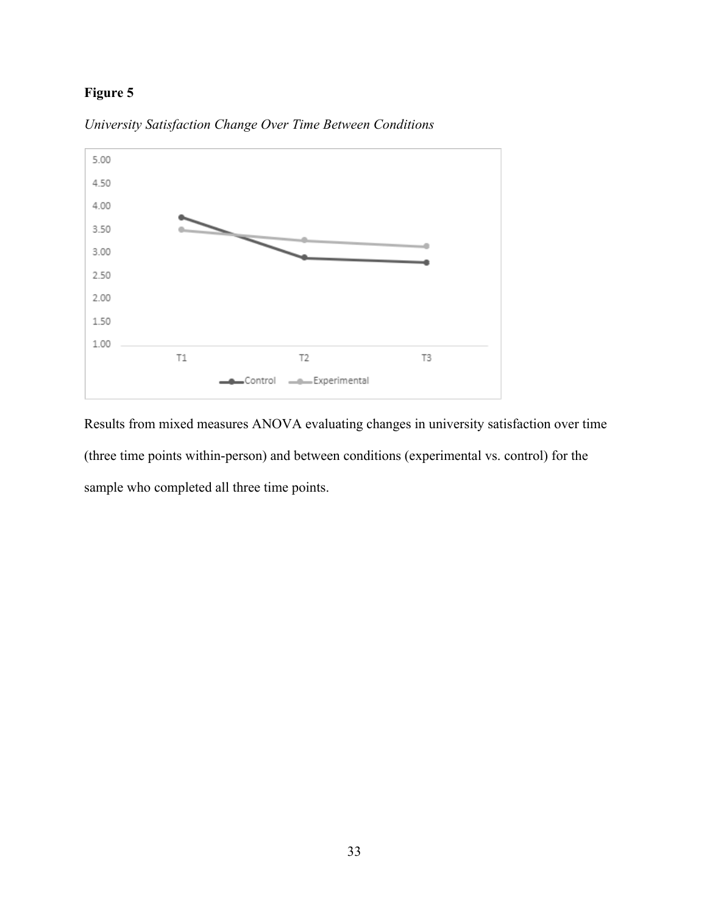**Figure 5**

*University Satisfaction Change Over Time Between Conditions*

Results from mixed measures ANOVA evaluating changes in university satisfaction over time (three time points within-person) and between conditions (experimental vs. control) for the sample who completed all three time points.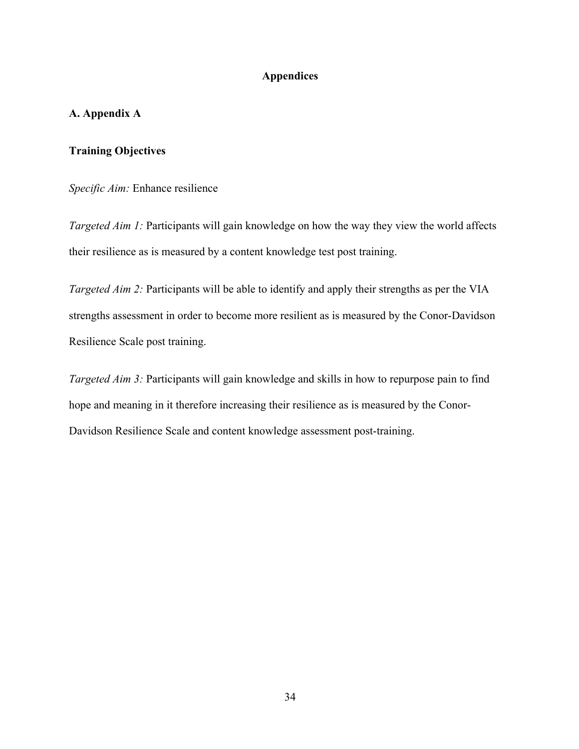# Appendices

## A. Appendix A

### Training Objectives

*Specific Aim:* Enhance resilience

*Targeted Aim 1:* Participants will gain knowledge on how the way they view the world affects their resilience as is measured by a content knowledge test post training.

*Targeted Aim 2:* Participants will be able to identify and apply their strengths as per the VIA strengths assessment in order to become more resilient as is measured by the Conor-Davidson Resilience Scale post training.

*Targeted Aim 3:* Participants will gain knowledge and skills in how to repurpose pain to find hope and meaning in it therefore increasing their resilience as is measured by the Conor-Davidson Resilience Scale and content knowledge assessment post-training.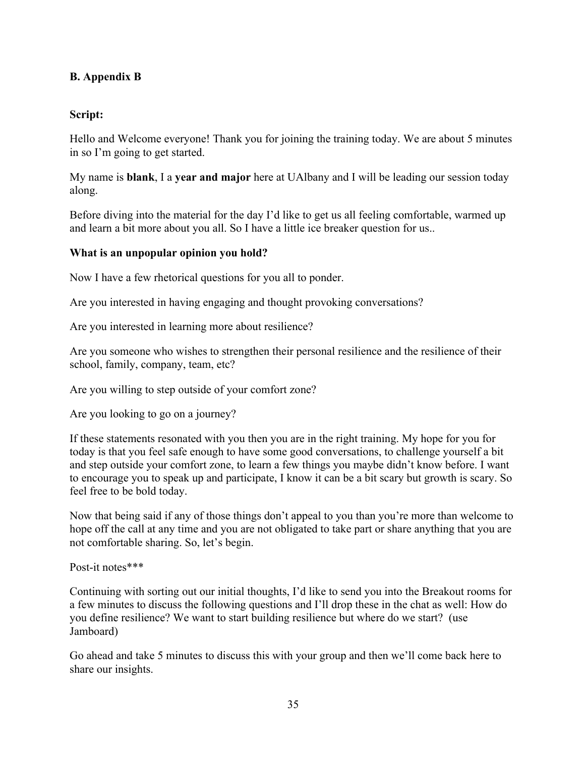## B. Appendix B

**Script:**

Hello and Welcome everyone! Thank you for joining the training today. We are about 5 minutes in so I'm going to get started.

My name is **blank**, I a **year and major** here at UAlbany and I will be leading our session today along.

Before diving into the material for the day I'd like to get us all feeling comfortable, warmed up and learn a bit more about you all. So I have a little ice breaker question for us..

**What is an unpopular opinion you hold?**

Now I have a few rhetorical questions for you all to ponder.

Are you interested in having engaging and thought provoking conversations?

Are you interested in learning more about resilience?

Are you someone who wishes to strengthen their personal resilience and the resilience of their school, family, company, team, etc?

Are you willing to step outside of your comfort zone?

Are you looking to go on a journey?

If these statements resonated with you then you are in the right training. My hope for you for today is that you feel safe enough to have some good conversations, to challenge yourself a bit and step outside your comfort zone, to learn a few things you maybe didn't know before. I want to encourage you to speak up and participate, I know it can be a bit scary but growth is scary. So feel free to be bold today.

Now that being said if any of those things don't appeal to you than you're more than welcome to hope off the call at any time and you are not obligated to take part or share anything that you are not comfortable sharing. So, let's begin.

Post-it notes***

Continuing with sorting out our initial thoughts, I'd like to send you into the Breakout rooms for a few minutes to discuss the following questions and I'll drop these in the chat as well: How do you define resilience? We want to start building resilience but where do we start? (use Jamboard)

Go ahead and take 5 minutes to discuss this with your group and then we'll come back here to share our insights.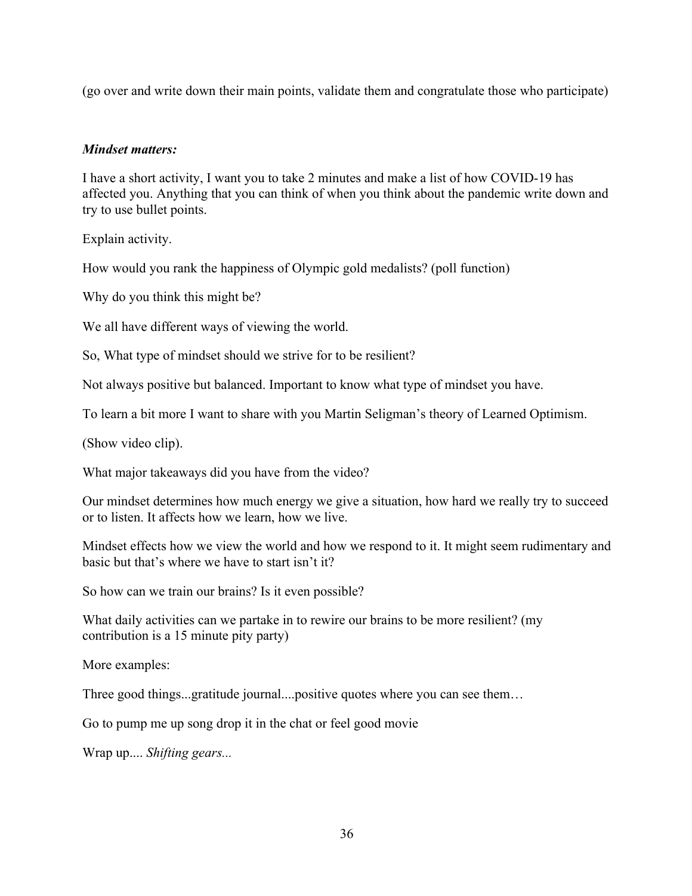(go over and write down their main points, validate them and congratulate those who participate)

***Mindset matters:***

I have a short activity, I want you to take 2 minutes and make a list of how COVID-19 has affected you. Anything that you can think of when you think about the pandemic write down and try to use bullet points.

Explain activity.

How would you rank the happiness of Olympic gold medalists? (poll function)

Why do you think this might be?

We all have different ways of viewing the world.

So, What type of mindset should we strive for to be resilient?

Not always positive but balanced. Important to know what type of mindset you have.

To learn a bit more I want to share with you Martin Seligman's theory of Learned Optimism.

(Show video clip).

What major takeaways did you have from the video?

Our mindset determines how much energy we give a situation, how hard we really try to succeed or to listen. It affects how we learn, how we live.

Mindset effects how we view the world and how we respond to it. It might seem rudimentary and basic but that's where we have to start isn't it?

So how can we train our brains? Is it even possible?

What daily activities can we partake in to rewire our brains to be more resilient? (my contribution is a 15 minute pity party)

More examples:

Three good things...gratitude journal....positive quotes where you can see them…

Go to pump me up song drop it in the chat or feel good movie

Wrap up.... *Shifting gears...*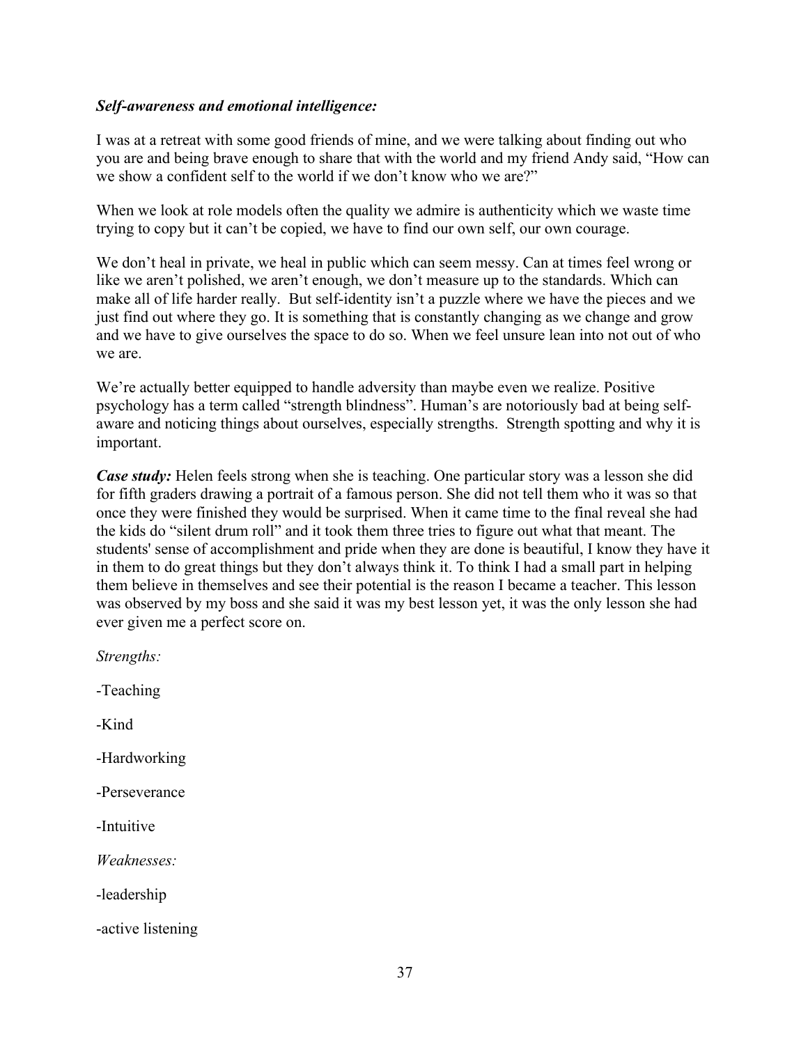***Self-awareness and emotional intelligence:***

I was at a retreat with some good friends of mine, and we were talking about finding out who you are and being brave enough to share that with the world and my friend Andy said, "How can we show a confident self to the world if we don't know who we are?"

When we look at role models often the quality we admire is authenticity which we waste time trying to copy but it can't be copied, we have to find our own self, our own courage.

We don't heal in private, we heal in public which can seem messy. Can at times feel wrong or like we aren't polished, we aren't enough, we don't measure up to the standards. Which can make all of life harder really. But self-identity isn't a puzzle where we have the pieces and we just find out where they go. It is something that is constantly changing as we change and grow and we have to give ourselves the space to do so. When we feel unsure lean into not out of who we are.

We're actually better equipped to handle adversity than maybe even we realize. Positive psychology has a term called "strength blindness". Human's are notoriously bad at being self-aware and noticing things about ourselves, especially strengths. Strength spotting and why it is important.

***Case study:*** Helen feels strong when she is teaching. One particular story was a lesson she did for fifth graders drawing a portrait of a famous person. She did not tell them who it was so that once they were finished they would be surprised. When it came time to the final reveal she had the kids do "silent drum roll" and it took them three tries to figure out what that meant. The students' sense of accomplishment and pride when they are done is beautiful, I know they have it in them to do great things but they don't always think it. To think I had a small part in helping them believe in themselves and see their potential is the reason I became a teacher. This lesson was observed by my boss and she said it was my best lesson yet, it was the only lesson she had ever given me a perfect score on.

*Strengths:*

-Teaching

-Kind

-Hardworking

-Perseverance

-Intuitive

*Weaknesses:*

-leadership

-active listening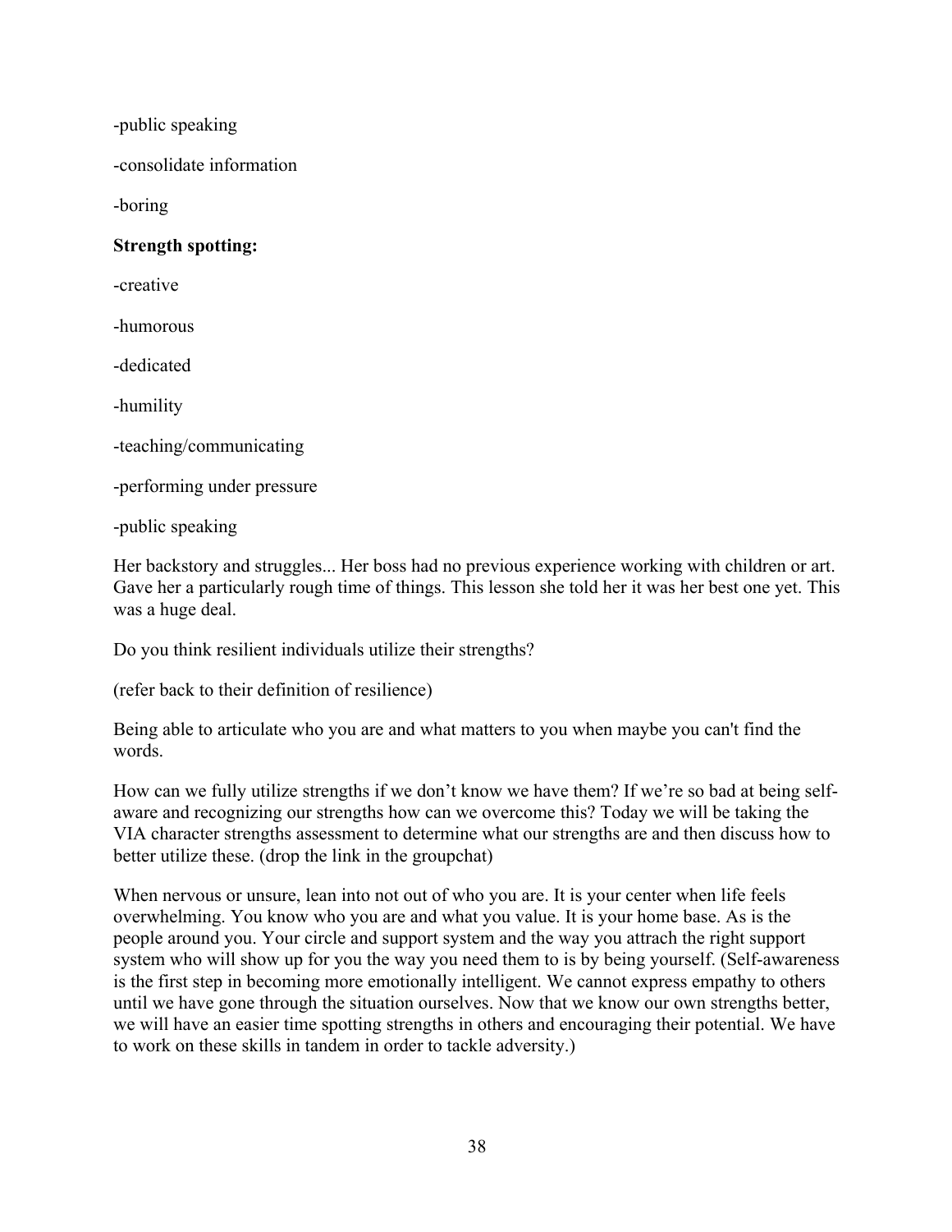-public speaking

-consolidate information

-boring

**Strength spotting:**

-creative

-humorous

-dedicated

-humility

-teaching/communicating

-performing under pressure

-public speaking

Her backstory and struggles... Her boss had no previous experience working with children or art. Gave her a particularly rough time of things. This lesson she told her it was her best one yet. This was a huge deal.

Do you think resilient individuals utilize their strengths?

(refer back to their definition of resilience)

Being able to articulate who you are and what matters to you when maybe you can't find the words.

How can we fully utilize strengths if we don't know we have them? If we're so bad at being self-aware and recognizing our strengths how can we overcome this? Today we will be taking the VIA character strengths assessment to determine what our strengths are and then discuss how to better utilize these. (drop the link in the groupchat)

When nervous or unsure, lean into not out of who you are. It is your center when life feels overwhelming. You know who you are and what you value. It is your home base. As is the people around you. Your circle and support system and the way you attract the right support system who will show up for you the way you need them to is by being yourself. (Self-awareness is the first step in becoming more emotionally intelligent. We cannot express empathy to others until we have gone through the situation ourselves. Now that we know our own strengths better, we will have an easier time spotting strengths in others and encouraging their potential. We have to work on these skills in tandem in order to tackle adversity.)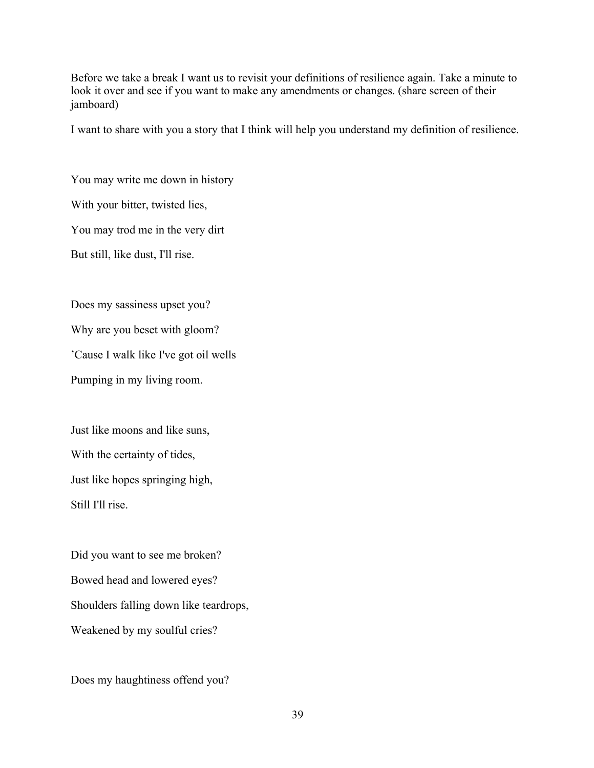Before we take a break I want us to revisit your definitions of resilience again. Take a minute to look it over and see if you want to make any amendments or changes. (share screen of their jamboard)

I want to share with you a story that I think will help you understand my definition of resilience.

You may write me down in history

With your bitter, twisted lies,

You may trod me in the very dirt

But still, like dust, I'll rise.

Does my sassiness upset you?

Why are you beset with gloom?

'Cause I walk like I've got oil wells

Pumping in my living room.

Just like moons and like suns,

With the certainty of tides,

Just like hopes springing high,

Still I'll rise.

Did you want to see me broken?

Bowed head and lowered eyes?

Shoulders falling down like teardrops,

Weakened by my soulful cries?

Does my haughtiness offend you?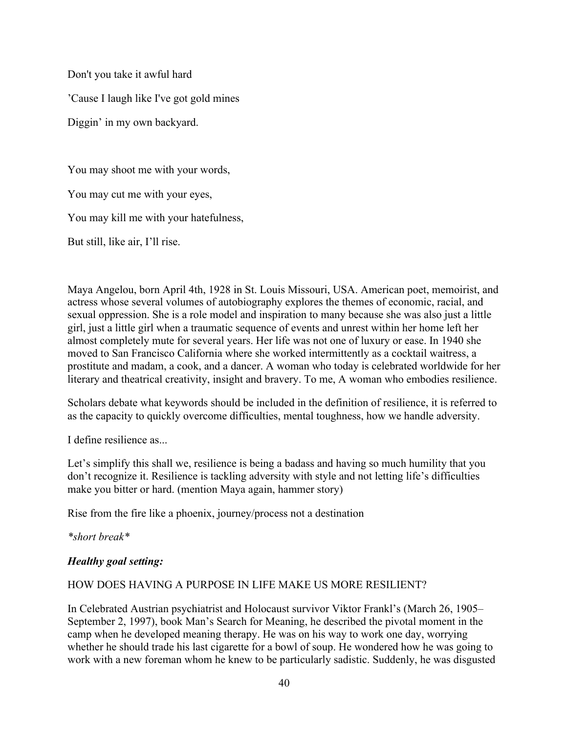Don't you take it awful hard

’Cause I laugh like I've got gold mines

Diggin’ in my own backyard.

You may shoot me with your words,

You may cut me with your eyes,

You may kill me with your hatefulness,

But still, like air, I’ll rise.

Maya Angelou, born April 4th, 1928 in St. Louis Missouri, USA. American poet, memoirist, and actress whose several volumes of autobiography explores the themes of economic, racial, and sexual oppression. She is a role model and inspiration to many because she was also just a little girl, just a little girl when a traumatic sequence of events and unrest within her home left her almost completely mute for several years. Her life was not one of luxury or ease. In 1940 she moved to San Francisco California where she worked intermittently as a cocktail waitress, a prostitute and madam, a cook, and a dancer. A woman who today is celebrated worldwide for her literary and theatrical creativity, insight and bravery. To me, A woman who embodies resilience.

Scholars debate what keywords should be included in the definition of resilience, it is referred to as the capacity to quickly overcome difficulties, mental toughness, how we handle adversity.

I define resilience as...

Let’s simplify this shall we, resilience is being a badass and having so much humility that you don’t recognize it. Resilience is tackling adversity with style and not letting life’s difficulties make you bitter or hard. (mention Maya again, hammer story)

Rise from the fire like a phoenix, journey/process not a destination

*\*short break\**

***Healthy goal setting:***

HOW DOES HAVING A PURPOSE IN LIFE MAKE US MORE RESILIENT?

In Celebrated Austrian psychiatrist and Holocaust survivor Viktor Frankl’s (March 26, 1905–September 2, 1997), book Man’s Search for Meaning, he described the pivotal moment in the camp when he developed meaning therapy. He was on his way to work one day, worrying whether he should trade his last cigarette for a bowl of soup. He wondered how he was going to work with a new foreman whom he knew to be particularly sadistic. Suddenly, he was disgusted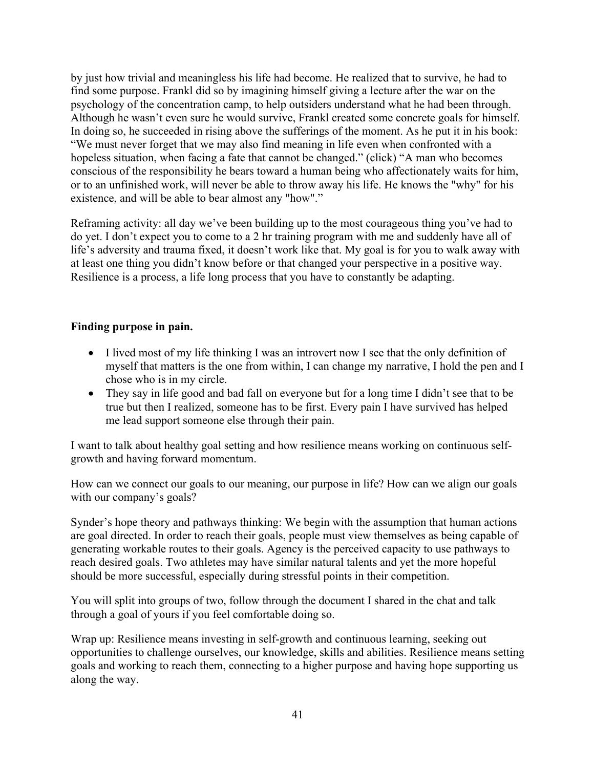by just how trivial and meaningless his life had become. He realized that to survive, he had to find some purpose. Frankl did so by imagining himself giving a lecture after the war on the psychology of the concentration camp, to help outsiders understand what he had been through. Although he wasn't even sure he would survive, Frankl created some concrete goals for himself. In doing so, he succeeded in rising above the sufferings of the moment. As he put it in his book: "We must never forget that we may also find meaning in life even when confronted with a hopeless situation, when facing a fate that cannot be changed." (click) "A man who becomes conscious of the responsibility he bears toward a human being who affectionately waits for him, or to an unfinished work, will never be able to throw away his life. He knows the "why" for his existence, and will be able to bear almost any "how"."

Reframing activity: all day we've been building up to the most courageous thing you've had to do yet. I don't expect you to come to a 2 hr training program with me and suddenly have all of life's adversity and trauma fixed, it doesn't work like that. My goal is for you to walk away with at least one thing you didn't know before or that changed your perspective in a positive way. Resilience is a process, a life long process that you have to constantly be adapting.

**Finding purpose in pain.**

- I lived most of my life thinking I was an introvert now I see that the only definition of myself that matters is the one from within, I can change my narrative, I hold the pen and I chose who is in my circle.
- They say in life good and bad fall on everyone but for a long time I didn't see that to be true but then I realized, someone has to be first. Every pain I have survived has helped me lead support someone else through their pain.

I want to talk about healthy goal setting and how resilience means working on continuous self-growth and having forward momentum.

How can we connect our goals to our meaning, our purpose in life? How can we align our goals with our company's goals?

Synder's hope theory and pathways thinking: We begin with the assumption that human actions are goal directed. In order to reach their goals, people must view themselves as being capable of generating workable routes to their goals. Agency is the perceived capacity to use pathways to reach desired goals. Two athletes may have similar natural talents and yet the more hopeful should be more successful, especially during stressful points in their competition.

You will split into groups of two, follow through the document I shared in the chat and talk through a goal of yours if you feel comfortable doing so.

Wrap up: Resilience means investing in self-growth and continuous learning, seeking out opportunities to challenge ourselves, our knowledge, skills and abilities. Resilience means setting goals and working to reach them, connecting to a higher purpose and having hope supporting us along the way.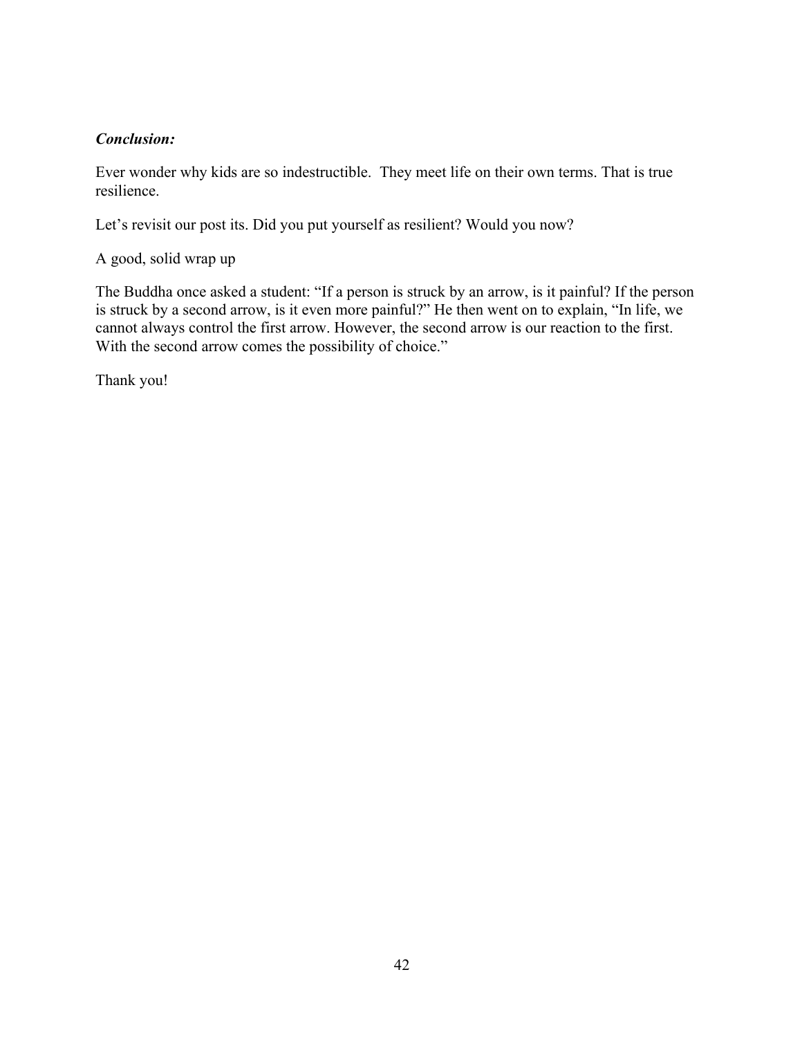***Conclusion:***

Ever wonder why kids are so indestructible.  They meet life on their own terms. That is true resilience.

Let's revisit our post its. Did you put yourself as resilient? Would you now?

A good, solid wrap up

The Buddha once asked a student: "If a person is struck by an arrow, is it painful? If the person is struck by a second arrow, is it even more painful?" He then went on to explain, "In life, we cannot always control the first arrow. However, the second arrow is our reaction to the first. With the second arrow comes the possibility of choice."

Thank you!